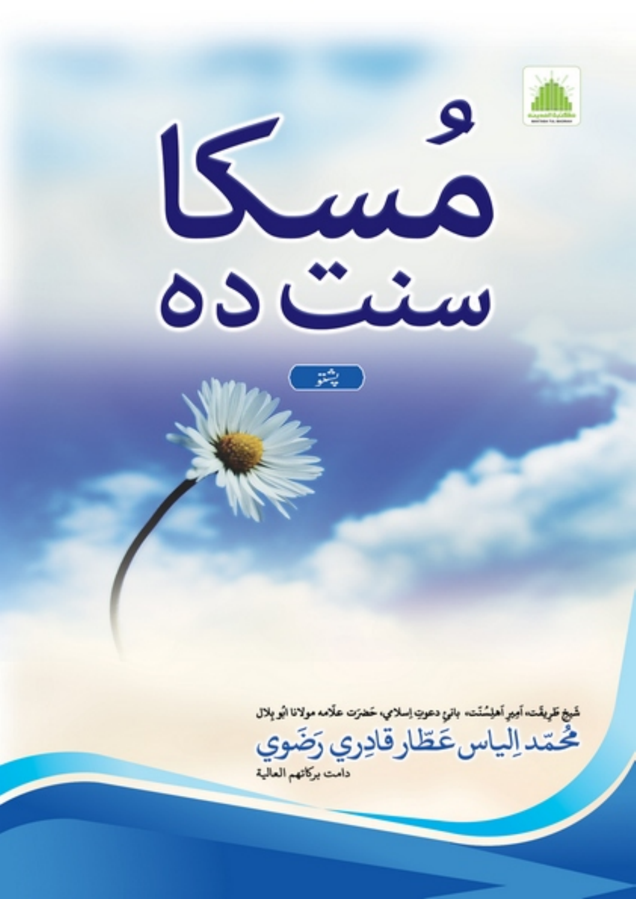# مُسکا

# سنت دہ

پښتو

شیخ طریقت، امیر اہلسنت، بانیِ دعوتِ اسلامي، حضرت علامه مولانا ابو بلال

**مُحمّد الیاس عطّار قادري رَضَوي**

دامت برکاتهم العالیة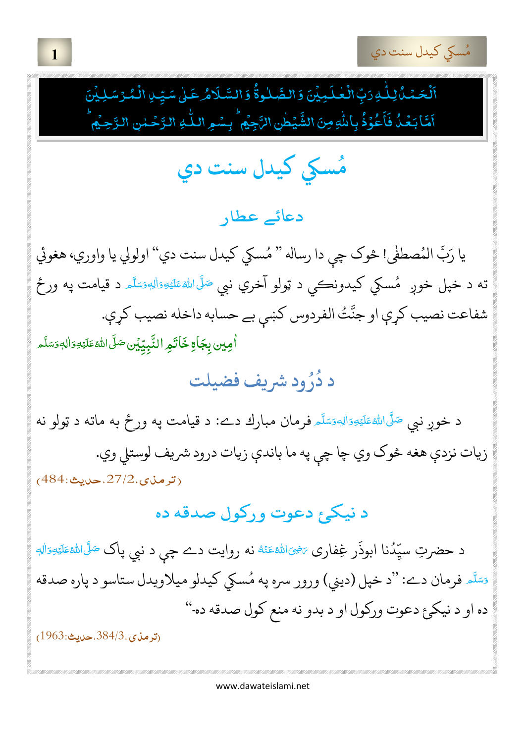اَلْحَمْدُ لِلّٰهِ رَبِّ الْعٰلَمِیْنَ وَ الصَّلٰوةُ وَ السَّلَامُ عَلٰی سَیِّدِ الْمُرْسَلِیْنَ
اَمَّا بَعْدُ فَاَعُوْذُ بِاللّٰهِ مِنَ الشَّیْطٰنِ الرَّجِیْم ؕ بِسْمِ اللّٰهِ الرَّحْمٰنِ الرَّحِیْم ؕ

# مُسكي كيدل سنت دي

## دعائے عطار

يا رَبَّ المُصطفٰی! څوك چې دا رساله "مُسكي كيدل سنت دي" اولولي يا واوري، هغوئي ته د خپل خوږ مُسكي كيدونكي د ټولو آخري نبي صَلَّى اللّٰهُ عَلَيْهِ وَاٰلِهٖ وَسَلَّم د قيامت په ورځ شفاعت نصيب كړې او جنَّتُ الفردوس كښې بے حسابه داخله نصيب كړې.

اٰمِين بِجَاهِ خَاتَمِ النَّبِيّٖن صَلَّى اللّٰهُ عَلَيْهِ وَاٰلِهٖ وَسَلَّم

## د دُرُود شريف فضيلت

د خوږ نبي صَلَّى اللّٰهُ عَلَيْهِ وَاٰلِهٖ وَسَلَّم فرمان مبارك دے: د قيامت په ورځ به ماته د ټولو نه زيات نزدې هغه څوك وي چا چې په ما باندې زيات درود شريف لوستلي وي.

(ترمذی،2/27،حدیث:484)

## د نيكۍ دعوت وركول صدقه ده

د حضرتِ سيّدُنا ابوذَر غِفاری رَضِیَ اللّٰهُ عَنْهُ نه روايت دے چې د نبي پاك صَلَّى اللّٰهُ عَلَيْهِ وَاٰلِهٖ وَسَلَّم فرمان دے: "د خپل (ديني) ورور سره په مُسكي كيدلو ميلاويدل ستاسو د پاره صدقه ده او د نيكۍ دعوت وركول او د بدو نه منع كول صدقه ده-"

(ترمذی،3/384،حدیث:1963)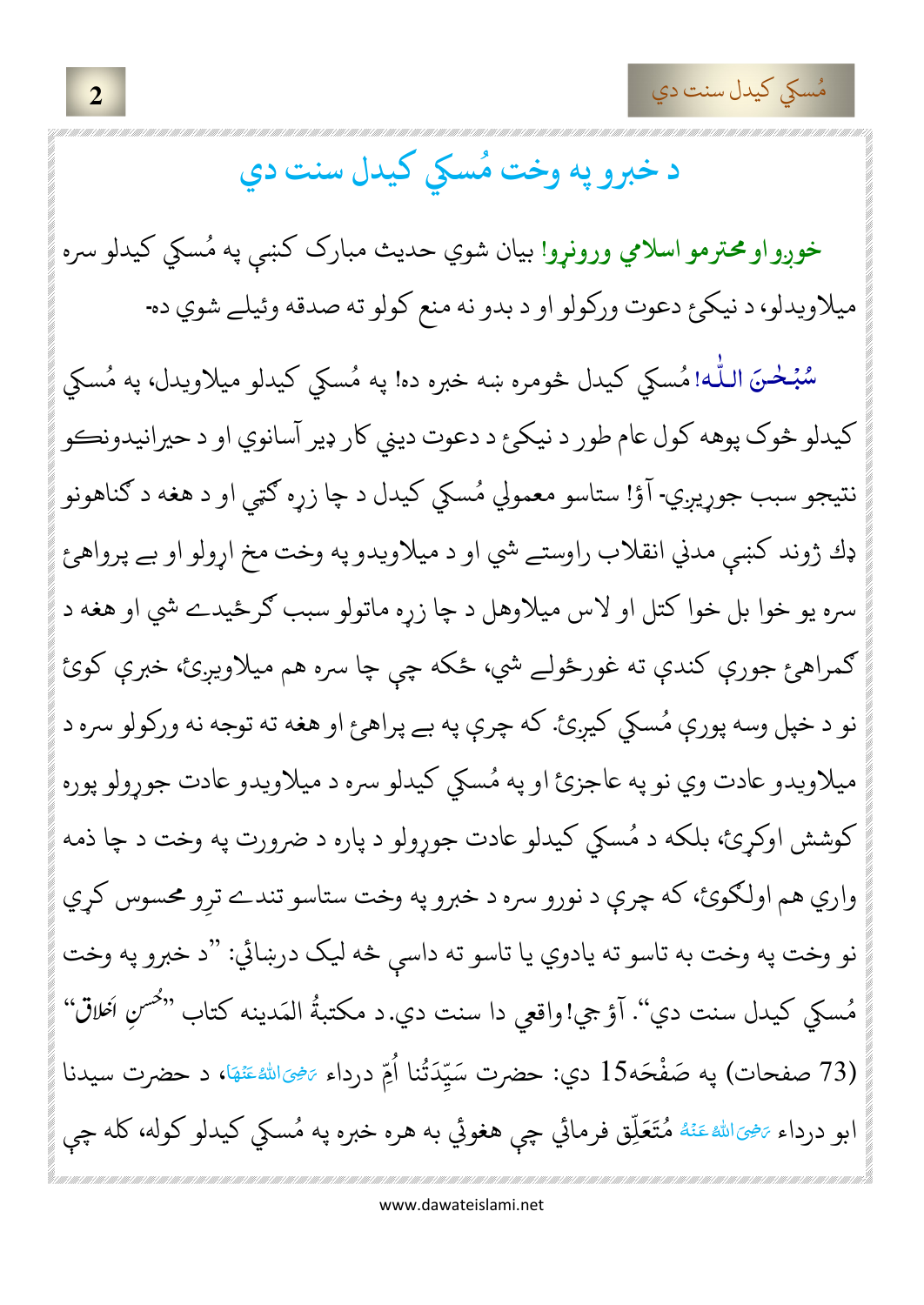# د خبرو په وخت مُسکي کيدل سنت دي

**خوږو او محترمو اسلامي ورونړو!** بیان شوي حدیث مبارک کښې په مُسکي کیدلو سره میلاویدلو، د نیکۍ دعوت ورکولو او د بدو نه منع کولو ته صدقه وئیلے شوي ده۔

سُبْحٰنَ اللّٰه! مُسکي کیدل څومره ښه خبره ده! په مُسکي کیدلو میلاویدل، په مُسکي کیدلو څوک پوهه کول عام طور د نیکۍ د دعوت دیني کار ډیر آسانوي او د حیرانیدونکو نتیجو سبب جوړیږي۔ آؤ! ستاسو معمولي مُسکي کیدل د چا زړه ګټي او د هغه د ګناهونو ډك ژوند کښې مدني انقلاب راوستے شي او د میلاویدو په وخت مخ اړولو او بے پرواهۍ سره یو خوا بل خوا کتل او لاس میلاوهل د چا زړه ماتولو سبب ګرځیدے شي او هغه د ګمراهۍ جوړي کندي ته غورځولے شي، ځکه چې چا سره هم میلاویږئ، خبرې کوئ نو د خپل وسه پورې مُسکي کیږئ. که چرې په بے پراهۍ او هغه ته توجه نه ورکولو سره د میلاویدو عادت وي نو په عاجزۍ او په مُسکي کیدلو سره د میلاویدو عادت جوړولو پوره کوشش اوکړئ، بلکه د مُسکي کیدلو عادت جوړولو د پاره د ضرورت په وخت د چا ذمه واري هم اولګوئ، که چرې د نورو سره د خبرو په وخت ستاسو تندے تړو محسوس کړي نو وخت په وخت به تاسو ته یادوي یا تاسو ته داسې څه لیک دربنائي: "د خبرو په وخت مُسکي کیدل سنت دي". آؤ جي! واقعي دا سنت دي. د مکتبةُ المَدینه کتاب "حُسنِ اَخلاق" (73 صفحات) په صَفْحَه 15 دي: حضرت سَیِّدَتُنا اُمّ درداء رَضِیَ اللهُ عَنْهَا، د حضرت سیدنا ابو درداء رَضِیَ اللهُ عَنْهُ مُتَعَلِّق فرمائي چې هغوئ به هره خبره په مُسکي کیدلو کوله، کله چې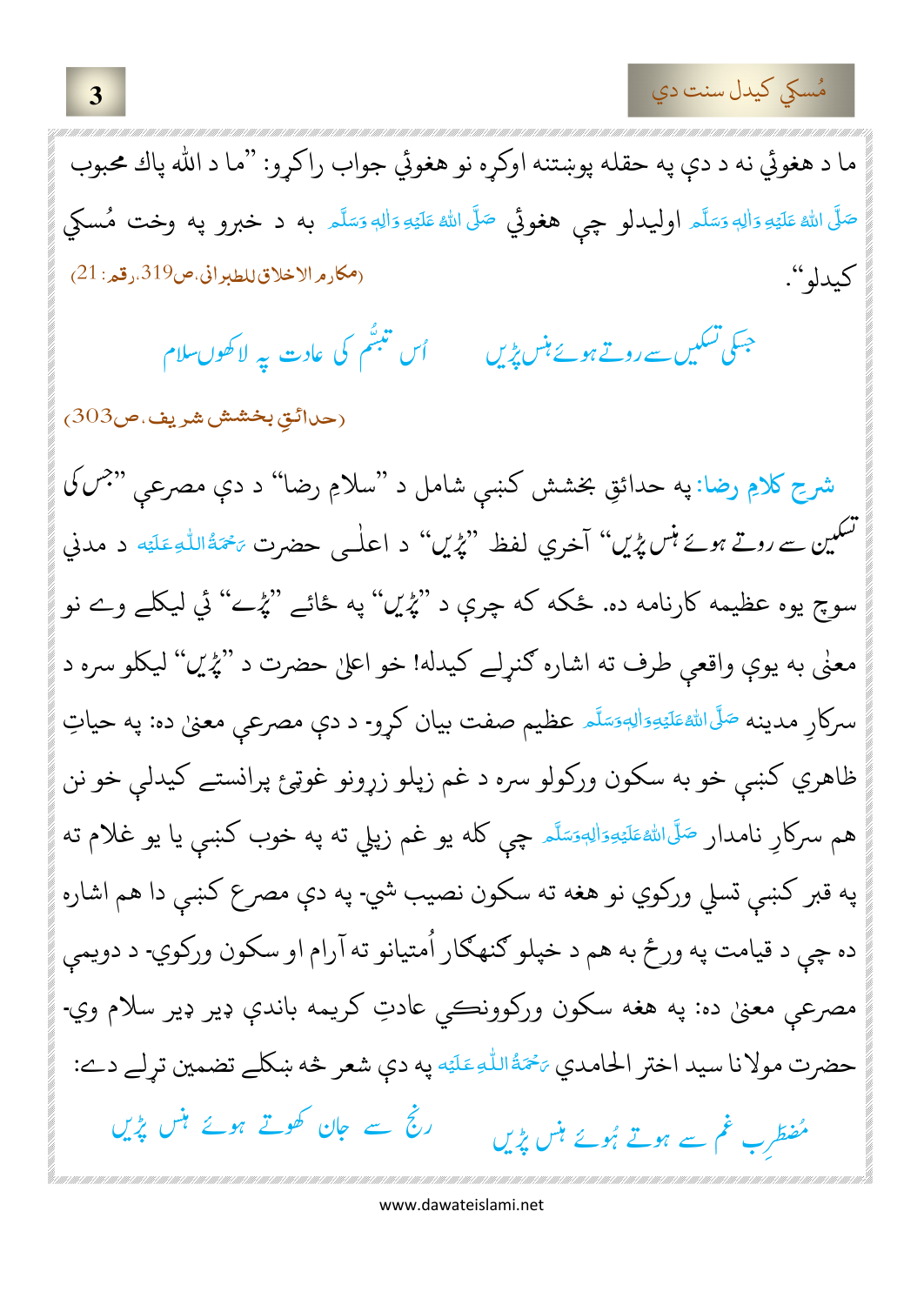ما د هغوئي نه د دې په حقله پوښتنه اوکړه نو هغوئي جواب راکړو: "ما د الله پاك محبوب صَلَّى اللهُ عَلَيْهِ وَاٰلِهٖ وَسَلَّم اوليدلو چې هغوئي صَلَّى اللهُ عَلَيْهِ وَاٰلِهٖ وَسَلَّم به د خبرو په وخت مُسکي كيدلو". (مکارم الاخلاق للطبرانی، ص319، رقم: 21)

جسکی تسکیں سے روتے ہوئے ہنس پڑیں　　اُس تبسُّم کی عادت پہ لاکھوں سلام

(حدائقِ بخشش شریف، ص303)

شرحِ كلامِ رضا: په حدائقِ بخشش كښې شامل د "سلامِ رضا" د دې مصرعې "جس کی تسکیں سے روتے ہوئے ہنس پڑیں" آخري لفظ "پڑیں" د اعلٰی حضرت رَحْمَةُ اللّٰهِ عَلَيْه د مدني سوچ يوه عظيمه كارنامه ده. ځكه كه چرې د "پڑیں" په ځائے "پڑے" ئي ليكلے وے نو معنٰى به يوې واقعې طرف ته اشاره كنړلے كيدله! خو اعلٰى حضرت د "پڑیں" ليكلو سره د سركارِ مدينه صَلَّى اللّٰهُ عَلَيْهِ وَاٰلِهٖ وَسَلَّم عظيم صفت بيان كړو. د دې مصرعې معنٰى ده: په حياتِ ظاهري كښې خو به سكون وركولو سره د غم ځپلو زړونو غوټيۀ پرانستے كيدلې خو نن هم سركارِ نامدار صَلَّى اللّٰهُ عَلَيْهِ وَاٰلِهٖ وَسَلَّم چې كله يو غم ځپلي ته په خوب كښې يا يو غلام ته په قبر كښې تسلي وركوي نو هغه ته سكون نصيب شي. په دې مصرع كښې دا هم اشاره ده چې د قيامت په ورځ به هم د خپلو ګنهګار اُمتيانو ته آرام او سكون وركوي. د دويمې مصرعې معنٰى ده: په هغه سكون وركوونكې عادتِ كريمه باندې ډير ډير سلام وي. حضرت مولانا سيد اختر الحامدي رَحْمَةُ اللّٰهِ عَلَيْه په دې شعر څه ښكلے تضمين ترلے دے:

مُضطَرب غم سے ہوتے ہُوئے ہنس پڑیں　　رنج سے جان کھوتے ہوئے ہنس پڑیں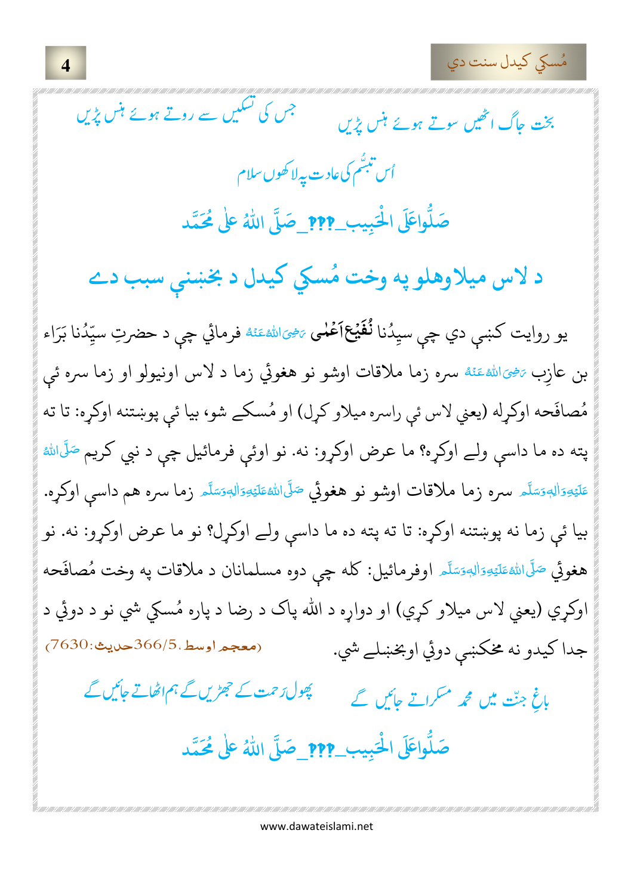بخت جاگ اٹھیں سوتے ہوئے ہنس پڑیں　　جس کی تسکیں سے روتے ہوئے ہنس پڑیں

اُس تبسُّم کی عادت پہ لاکھوں سلام

صَلُّوا عَلَی الْحَبِیب ــ ؟؟؟ ــ صَلَّی اللّٰہُ عَلٰی مُحَمَّد

## د لاس ميلاوهلو په وخت مُسكي كيدل د بخښنې سبب دے

يو روايت كښې دي چې سيدُنا **نُفَيْعْ اَعْمٰى** رَضِیَ اللّٰهُ عَنْهُ فرمائي چې د حضرتِ سيّدُنا بَرَاء بن عازِب رَضِیَ اللّٰهُ عَنْهُ سره زما ملاقات اوشو نو هغوئي زما د لاس اونيولو او زما سره ئې مُصافَحه اوكړله (يعني لاس ئې راسره ميلاو كړل) او مُسكے شو، بيا ئې پوښتنه اوكړه: تا ته پته ده ما داسې ولے اوكړه؟ ما عرض اوكړو: نه. نو اوئې فرمائيل چې د نبي كريم صَلَّى اللّٰهُ عَلَيْهِ وَاٰلِهٖ وَسَلَّم سره زما ملاقات اوشو نو هغوئي صَلَّى اللّٰهُ عَلَيْهِ وَاٰلِهٖ وَسَلَّم زما سره هم داسې اوكړه. بيا ئې زما نه پوښتنه اوكړه: تا ته پته ده ما داسې ولے اوكړل؟ نو ما عرض اوكړو: نه. نو هغوئي صَلَّى اللّٰهُ عَلَيْهِ وَاٰلِهٖ وَسَلَّم اوفرمائيل: كله چې دوه مسلمانان د ملاقات په وخت مُصافَحه اوكړي (يعني لاس ميلاو كړي) او دواړه د الله پاک د رضا د پاره مُسكي شي نو د دوئي د جدا كيدو نه مخكښې دوئي اوبخښلے شي. (معجم اوسط، 5/366حديث:7630)

باغِ جنّت میں محمد مسکراتے جائیں گے　　پھول رحمت کے جھڑیں گے ہم اٹھاتے جائیں گے

صَلُّوا عَلَی الْحَبِیب ــ ؟؟؟ ــ صَلَّی اللّٰہُ عَلٰی مُحَمَّد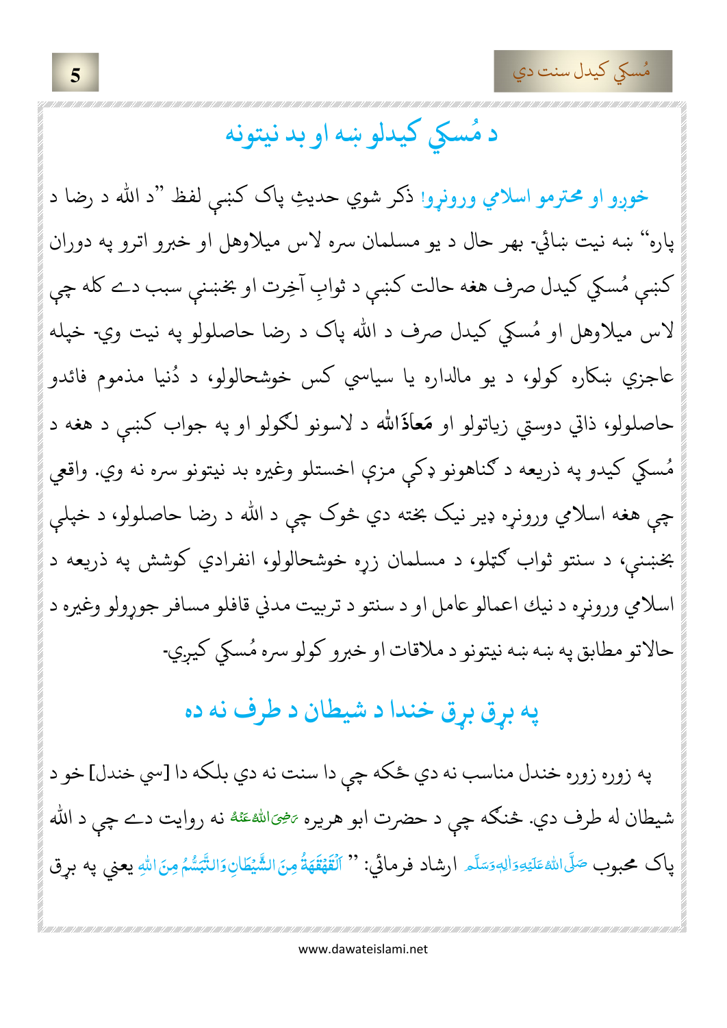## د مُسکي کيدلو ښه او بد نيتونه

خوږو او محترمو اسلامي وروڼو! ذکر شوي حديثِ پاک کښې لفظ "د الله د رضا د پاره" ښه نيت ښائي- بهر حال د يو مسلمان سره لاس ميلاوهل او خبرو اترو په دوران کښې مُسکي کيدل صرف هغه حالت کښې د ثوابِ آخِرت او بخښنې سبب دے کله چې لاس ميلاوهل او مُسکي کيدل صرف د الله پاک د رضا حاصلولو په نيت وي- خپله عاجزي ښکاره کولو، د يو مالداره يا سياسي کس خوشحالولو، د دُنيا مذموم فائدو حاصلولو، ذاتي دوستي زياتولو او مَعَاذَالله د لاسونو لګولو او په جواب کښې د هغه د مُسکي کيدو په ذريعه د ګناهونو ډکې مزې اخستلو وغيره بد نيتونو سره نه وي. واقعي چې هغه اسلامي وروڼه ډير نيک بخته دي څوک چې د الله د رضا حاصلولو، د خپلې بخښنې، د سنتو ثواب ګټلو، د مسلمان زړه خوشحالولو، انفرادي کوشش په ذريعه د اسلامي وروڼه د نيك اعمالو عامل او د سنتو د تربيت مدني قافلو مسافر جوړولو وغيره د حالاتو مطابق په ښه ښه نيتونو د ملاقات او خبرو کولو سره مُسکي کيږي-

## په برق برق خندا د شيطان د طرف نه ده

په زوره زوره خندل مناسب نه دي ځکه چې دا سنت نه دي بلکه دا [سي خندل] خو د شيطان له طرف دي. څنګه چې د حضرت ابو هريره رَضِیَ اللهُ عَنْهُ نه روايت دے چې د الله پاک محبوب صَلَّى اللهُ عَلَيْهِ وَاٰلِهٖ وَسَلَّم ارشاد فرمائي: " اَلْقَهْقَهَةُ مِنَ الشَّيْطَانِ وَالتَّبَسُّمُ مِنَ اللهِ يعني په برق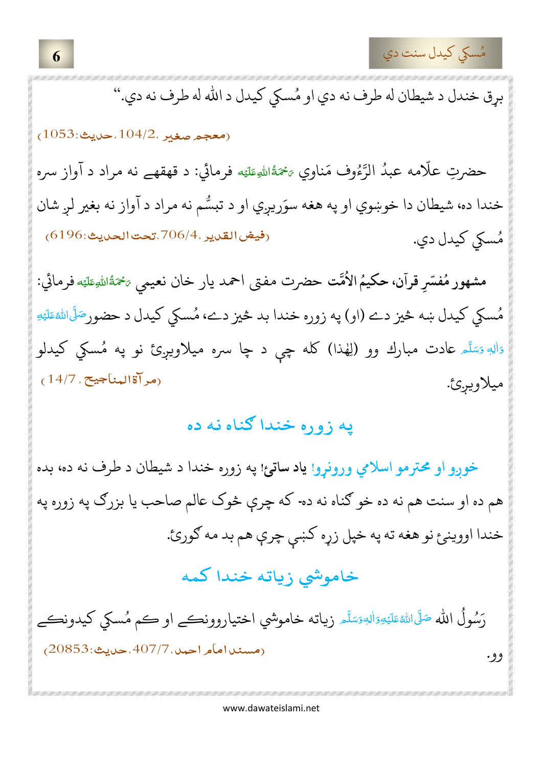برِق خندل د شیطان له طرف نه دي او مُسکي کیدل د الله له طرف نه دي."

(معجم صغیر ،104/2، حدیث:1053)

حضرتِ علّامه عبدُ الرَّؤُف مَناوي رَحۡمَةُاللهِ عَلَیۡه فرمائي: د قهقهے نه مراد د آواز سره خندا ده، شیطان دا خوښوي او په هغه سوَرېږي او د تبسُّم نه مراد د آواز نه بغیر لږ شان مُسکي کیدل دي.

(فیض القدیر ،706/4،تحت الحدیث:6196)

**مشهور مُفسّرِ قرآن، حکیمُ الاُمَّت حضرت مفتی احمد یار خان نعیمي** رَحۡمَةُاللهِ عَلَیۡه فرمائي: مُسکي کیدل ښه خیز دے (او) په زوره خندا بد خیز دے، مُسکي کیدل د حضور صَلَّی اللهُ عَلَیۡهِ وَاٰلِهٖ وَسَلَّم عادت مبارك وو (لهذا) کله چې د چا سره میلاویږئ نو په مُسکي کیدلو میلاویږئ.

(مرآة المناجیح ، 14/7)

## په زوره خندا ګناه نه ده

**خورو او محترمو اسلامي ورونړو! یاد ساتئ!** په زوره خندا د شیطان د طرف نه ده، بده هم ده او سنت هم نه ده خو ګناه نه ده- که چرې څوك عالم صاحب یا بزرګ په زوره په خندا اووینئ نو هغه ته په خپل زړه کښې چرې هم بد مه ګورئ.

## خاموشي زیاته خندا کمه

رَسُولُ الله صَلَّی اللهُ عَلَیۡهِ وَاٰلِهٖ وَسَلَّم زیاته خاموشي اختیاروونکے او کم مُسکي کیدونکے وو.

(مسند امام احمد،407/7، حدیث:20853)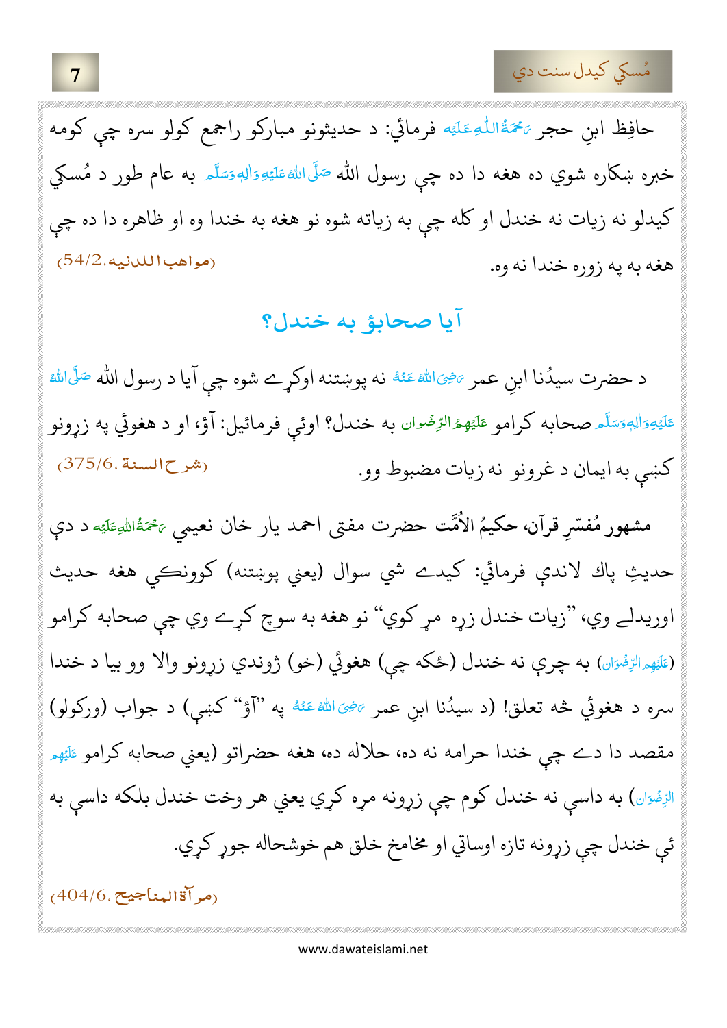حافِظ ابنِ حجر رَحْمَةُ اللّٰهِ عَلَيْه فرمائي: د حديثونو مباركو راجمع كولو سره چې كومه خبره ښكاره شوي ده هغه دا ده چې رسول الله صَلَّى اللّٰهُ عَلَيْهِ وَاٰلِهٖ وَسَلَّم به عام طور د مُسكي كيدلو نه زيات نه خندل او كله چې به زياته شوه نو هغه به خندا وه او ظاهره دا ده چې هغه به په زوره خندا نه وه. (مواهب اللدنيه، 54/2)

## آيا صحابؤ به خندل؟

د حضرت سيدُنا ابنِ عمر رَضِیَ اللّٰهُ عَنْهُ نه پوښتنه اوكړے شوه چې آيا د رسول الله صَلَّى اللّٰهُ عَلَيْهِ وَاٰلِهٖ وَسَلَّم صحابه كرامو عَلَيْهِمُ الرِّضْوَان به خندل؟ اوئي فرمائيل: آؤ، او د هغوئي په زړونو كښې به ايمان د غرونو نه زيات مضبوط وو. (شرح السنة، 375/6)

**مشهور مُفسّرِ قرآن، حكيمُ الأُمَّت** حضرت مفتی احمد يار خان نعيمي رَحْمَةُ اللّٰهِ عَلَيْه د دې حديثِ پاك لاندې فرمائي: كيدے شي سوال (يعني پوښتنه) كوونكي هغه حديث اوريدلے وي، "زيات خندل زړه مړ كوي" نو هغه به سوچ كړے وي چې صحابه كرامو (عَلَيْهِمُ الرِّضْوَان) به چرې نه خندل (ځكه چې) هغوئي (خو) ژوندي زړونو والا وو بيا د خندا سره د هغوئي څه تعلق! (د سيدُنا ابنِ عمر رَضِیَ اللّٰهُ عَنْهُ په "آؤ" كښې) د جواب (وركولو) مقصد دا دے چې خندا حرامه نه ده، حلاله ده، هغه حضراتو (يعني صحابه كرامو عَلَيْهِم الرِّضْوَان) به داسې نه خندل كوم چې زړونه مړه كړي يعني هر وخت خندل بلكه داسې به ئي خندل چې زړونه تازه اوساتي او مخامخ خلق هم خوشحاله جوړ كړي.

(مرآة المناجيح، 404/6)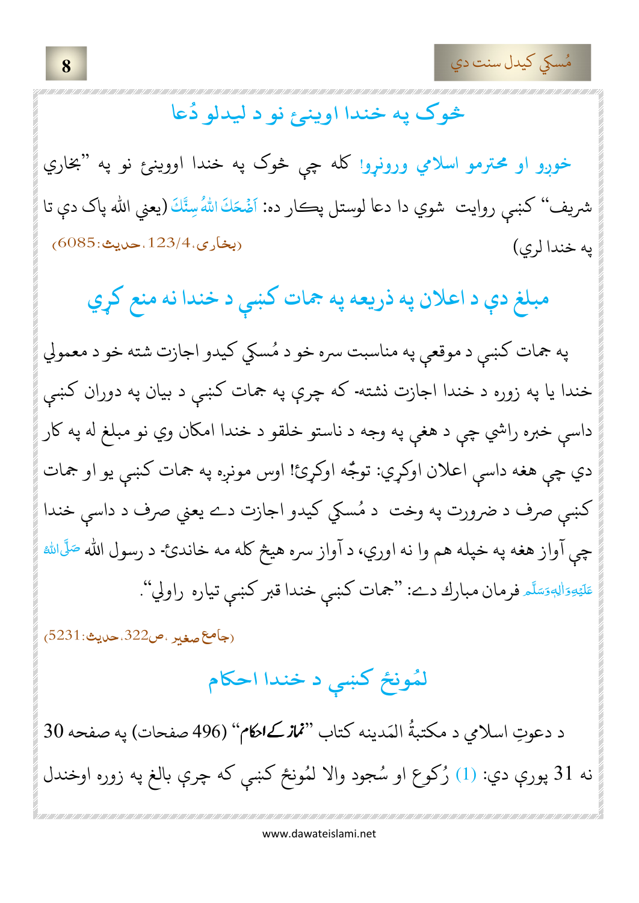## خوک په خندا اوينئ نو د ليدلو دُعا

خوږو او محترمو اسلامي ورونړو! كله چې خوک په خندا اووينئ نو په "بخاري شريف" كښې روايت شوي دا دعا لوستل پكار ده: اَضْحَكَ اللّٰہُ سِنَّكَ (يعني الله پاک دې تا په خندا لري) (بخاری،123/4،حديث:6085)

## مبلغ دې د اعلان په ذريعه په جمات كښې د خندا نه منع كړي

په جمات كښې د موقعې په مناسبت سره خو د مُسكي كيدو اجازت شته خو د معمولي خندا يا په زوره د خندا اجازت نشته- كه چرې په جمات كښې د بيان په دوران كښې داسې خبره راشي چې د هغې په وجه د ناستو خلقو د خندا امكان وي نو مبلغ له په كار دي چې هغه داسې اعلان اوكړي: توجُّه اوكړئ! اوس مونږه په جمات كښې يو او جمات كښې صرف د ضرورت په وخت د مُسكي كيدو اجازت دے يعني صرف د داسې خندا چې آواز هغه په خپله هم وا نه اوري، د آواز سره هيڅ كله مه خاندئ- د رسول الله صَلَّى اللّٰہُ عَلَيْهِ وَاٰلِهٖ وَسَلَّم فرمان مبارك دے: "جمات كښې خندا قبر كښې تياره راولي".

(جامع صغير ،ص322،حديث:5231)

## لمُونځ كښې د خندا احكام

د دعوتِ اسلامي د مكتبةُ المَدينه كتاب "نماز کے احکام" (496 صفحات) په صفحه 30 نه 31 پورې دي: (1) رُكوع او سُجود والا لمُونځ كښې كه چرې بالغ په زوره اوخندل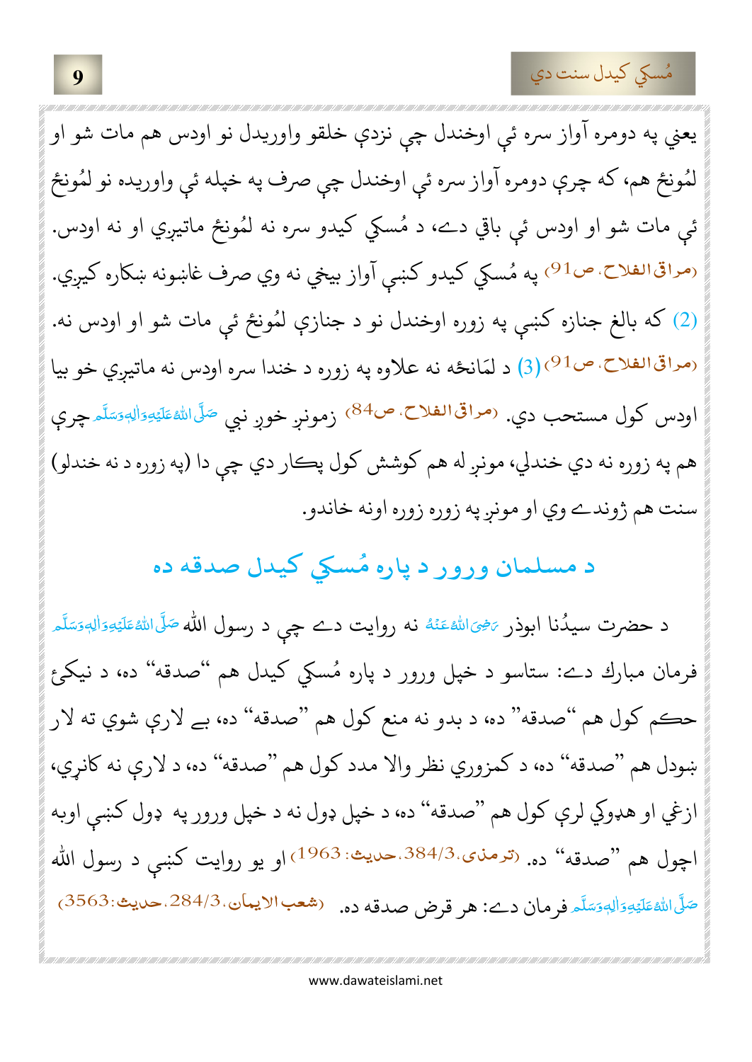يعني په دومره آواز سره ئې اوخندل چې نزدې خلقو واوريدل نو اودس هم مات شو او لمونځ هم، که چرې دومره آواز سره ئې اوخندل چې صرف په خپله ئې واوريده نو لمونځ ئې مات شو او اودس ئې باقي دے، د مُسکي کيدو سره نه لمونځ ماتيږي او نه اودس. (مراقي الفلاح، ص91) په مُسکي کيدو کښې آواز بيخي نه وي صرف غاښونه ښکاره کيږي. (2) که بالغ جنازه کښې په زوره اوخندل نو د جنازې لمونځ ئې مات شو او اودس نه. (مراقي الفلاح، ص91) (3) د لمانځه نه علاوه په زوره د خندا سره اودس نه ماتيږي خو بيا اودس کول مستحب دي. (مراقي الفلاح، ص84) زمونږ خوږ نبي صَلَّى اللهُ عَلَيْهِ وَاٰلِهٖ وَسَلَّم چرې هم په زوره نه دي خندلي، مونږ له هم کوشش کول پکار دي چې دا (په زوره د نه خندلو) سنت هم ژوندے وي او مونږ په زوره زوره اونه خاندو.

## د مسلمان ورور د پاره مُسکي کيدل صدقه ده

د حضرت سيدُنا ابوذر رَضِيَ اللهُ عَنْهُ نه روايت دے چې د رسول الله صَلَّى اللهُ عَلَيْهِ وَاٰلِهٖ وَسَلَّم فرمان مبارك دے: ستاسو د خپل ورور د پاره مُسکي کيدل هم "صدقه" ده، د نيکۍ حکم کول هم "صدقه" ده، د بدو نه منع کول هم "صدقه" ده، بے لارې شوي ته لار ښودل هم "صدقه" ده، د کمزوري نظر والا مدد کول هم "صدقه" ده، د لارې نه کانړي، ازغي او هډوکي لرې کول هم "صدقه" ده، د خپل ډول نه د خپل ورور په ډول کښې اوبه اچول هم "صدقه" ده. (ترمذی، 3/384، حديث: 1963) او يو روايت کښې د رسول الله صَلَّى اللهُ عَلَيْهِ وَاٰلِهٖ وَسَلَّم فرمان دے: هر قرض صدقه ده. (شعب الايمان، 3/284، حديث: 3563)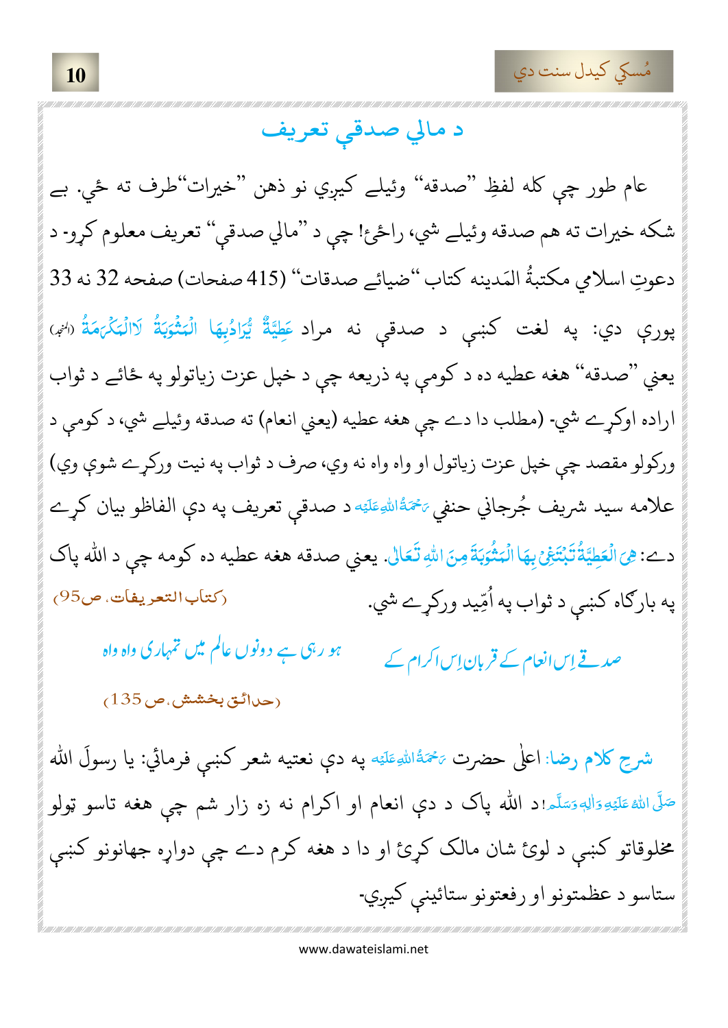## د مالي صدقې تعريف

عام طور چې کله لفظِ "صدقه" وئيلے کيږي نو ذهن "خيرات"طرف ته ځي. بے شکه خيرات ته هم صدقه وئيلے شي، راځئ! چې د "مالي صدقې" تعريف معلوم کړو- د دعوتِ اسلامي مکتبةُ المَدينه کتاب "ضيائے صدقات" (415 صفحات) صفحه 32 نه 33 پورې دي: په لغت کښې د صدقې نه مراد عَطِيَّةٌ يُّرَادُبِهَا الْمَثُوبَةُ لَاالْمَکْرَمَةُ (المنجد) يعني "صدقه" هغه عطيه ده د کومې په ذريعه چې د خپل عزت زياتولو په ځائے د ثواب اراده اوکړے شي- (مطلب دا دے چې هغه عطيه (يعني انعام) ته صدقه وئيلے شي، د کومې د ورکولو مقصد چې خپل عزت زياتول او واه واه نه وي، صرف د ثواب په نيت ورکړے شوې وي) علامه سيد شريف جُرجاني حنفي رَحْمَةُاللهِعَلَيْه د صدقې تعريف په دې الفاظو بيان کړے دے: هِیَ الْعَطِيَّةُتَبْتَغِیْ بِهَا الْمَثُوبَةَ مِنَ اللهِ تَعَالٰی. يعني صدقه هغه عطيه ده کومه چې د الله پاک په بارګاه کښې د ثواب په اُمِّيد ورکړے شي. (کتاب التعريفات، ص95)

صدقے اِس انعام کے قربان اِس اکرام کے &nbsp;&nbsp;&nbsp; ہو رہی ہے دونوں عالم میں تمہاری واہ واہ

(حدائق بخشش، ص135)

شرحِ کلامِ رضا: اعلیٰ حضرت رَحْمَةُاللهِعَلَيْه په دې نعتيه شعر کښې فرمائي: يا رسولَ الله صَلَّى اللهُ عَلَيْهِ وَاٰلِهٖ وَسَلَّم! د الله پاک د دې انعام او اکرام نه زه زار شم چې هغه تاسو ټولو مخلوقاتو کښې د لوئ شان مالک کړئ او دا د هغه کرم دے چې دواړه جهانونو کښې ستاسو د عظمتونو او رفعتونو ستائينې کيږي-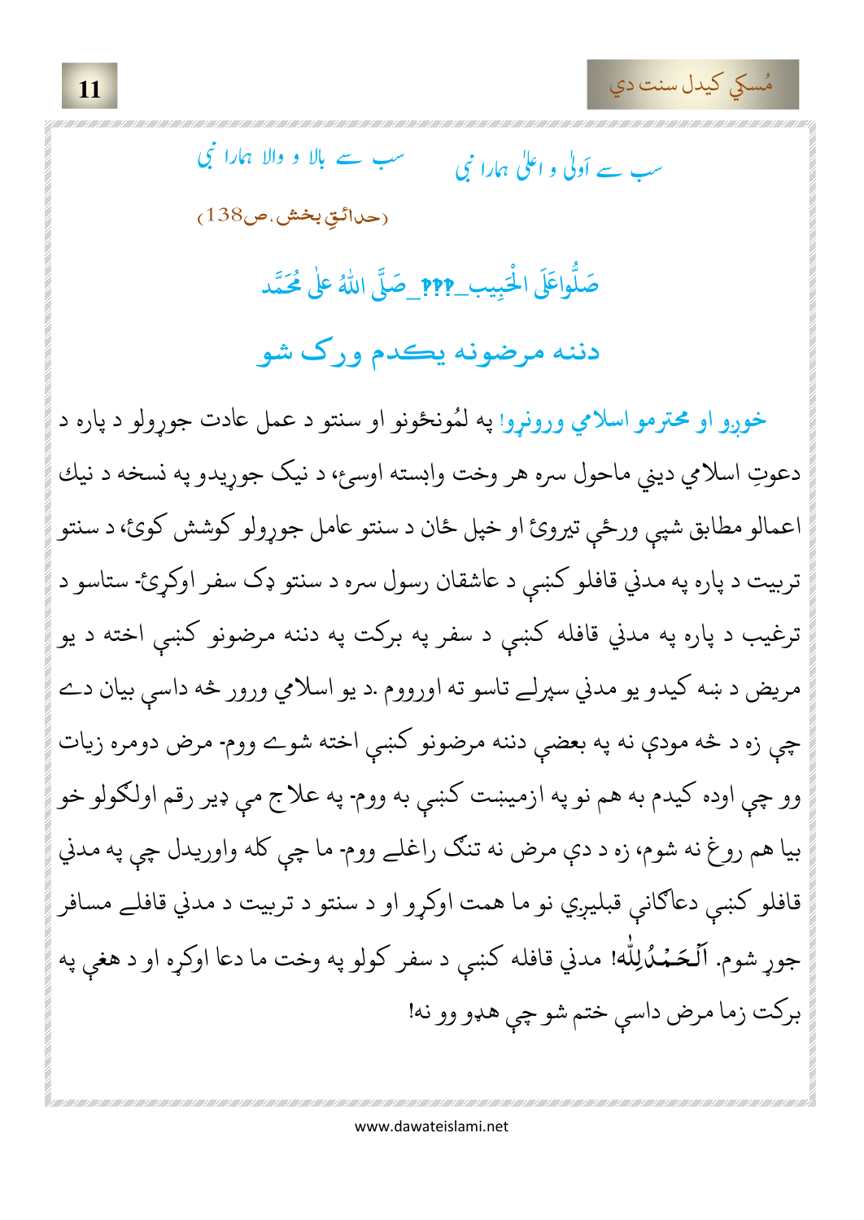سب سے اَوْلیٰ و اعلیٰ ہمارا نبی　　　سب سے بالا و والا ہمارا نبی

(حدائقِ بخشش. ص138)

صَلُّواعَلَى الْحَبِيب_؟؟؟_صَلَّى اللّٰهُ عَلٰى مُحَمَّد

## دننه مرضونه يكدم ورک شو

خوږو او محترمو اسلامي ورونړو! په لمُونځونو او سنتو د عمل عادت جوړولو د پاره د دعوتِ اسلامي ديني ماحول سره هر وخت وابسته اوسئ، د نيک جوړيدو په نسخه د نيك اعمالو مطابق شپې ورځې تيروئ او خپل ځان د سنتو عامل جوړولو کوشش کوئ، د سنتو تربيت د پاره په مدني قافلو کښې د عاشقان رسول سره د سنتو ډک سفر اوکړئ- ستاسو د ترغيب د پاره په مدني قافله کښې د سفر په برکت په دننه مرضونو کښې اخته د يو مريض د ښه کيدو يو مدني سپرلے تاسو ته اوروم .د يو اسلامي ورور څه داسې بيان دے چې زه د څه مودې نه په بعضې دننه مرضونو کښې اخته شوے ووم- مرض دومره زيات وو چې اوده کيدم به هم نو په ازميښت کښې به ووم- په علاج مې ډير رقم اولګولو خو بيا هم روغ نه شوم، زه د دې مرض نه تنګ راغلے ووم- ما چې کله واوريدل چې په مدني قافلو کښې دعاګانې قبليږي نو ما همت اوکړو او د سنتو د تربيت د مدني قافلے مسافر جوړ شوم. اَلْحَمْدُلِلّٰه! مدني قافله کښې د سفر کولو په وخت ما دعا اوکړه او د هغې په برکت زما مرض داسې ختم شو چې هډو وو نه!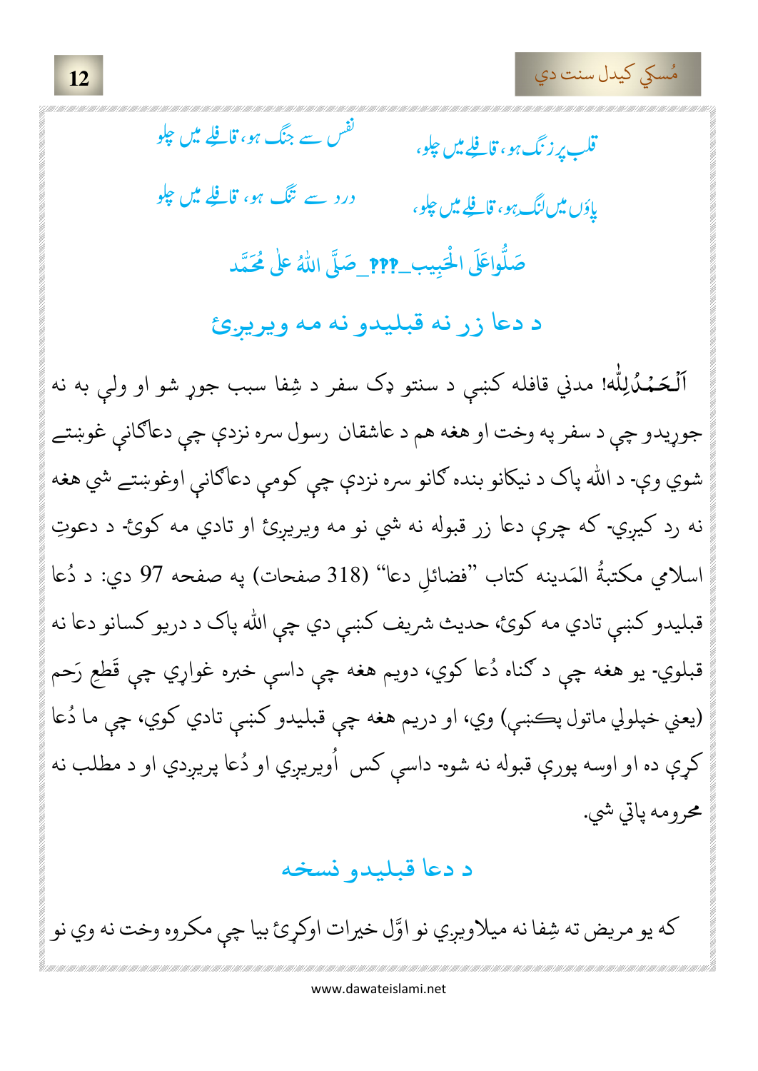قلب پر زنگ ہو، قافلے میں چلو، نفس سے جنگ ہو، قافلے میں چلو

پاؤں میں لنگ ہو، قافلے میں چلو، درد سے تنگ ہو، قافلے میں چلو

صَلُّواعَلَى الْحَبِيب ـ صَلَّى اللّٰهُ عَلٰى مُحَمَّد

## د دعا زر نه قبليدو نه مه ويريږئ

اَلْحَمْدُلِلّٰه! مدني قافله کښې د سنتو ډک سفر د شِفا سبب جوړ شو او ولې به نه جوړيدو چې د سفر په وخت او هغه هم د عاشقان رسول سره نزدې چې دعاګانې غوښتے شوي وې- د الله پاک د نيکانو بنده ګانو سره نزدې چې کومې دعاګانې اوغوښتے شي هغه نه رد کيږي- که چرې دعا زر قبوله نه شي نو مه ويريږئ او تادي مه کوئ- د دعوتِ اسلامي مکتبةُ المَدينه کتاب "فضائلِ دعا" (318 صفحات) په صفحه 97 دي: د دُعا قبليدو کښې تادي مه کوئ، حديث شريف کښې دي چې الله پاک د دريو کسانو دعا نه قبلوي- يو هغه چې د ګناه دُعا کوي، دويم هغه چې داسې خبره غواړي چې قَطعِ رَحم (يعني خپلولي ماتول پکښې) وي، او دريم هغه چې قبليدو کښې تادي کوي، چې ما دُعا کړې ده او اوسه پورې قبوله نه شوه- داسې کس اُويريږي او دُعا پريږدي او د مطلب نه محرومه پاتې شي.

## د دعا قبليدو نسخه

که يو مريض ته شِفا نه ميلاويږي نو اوَّل خيرات اوکړئ بيا چې مکروه وخت نه وي نو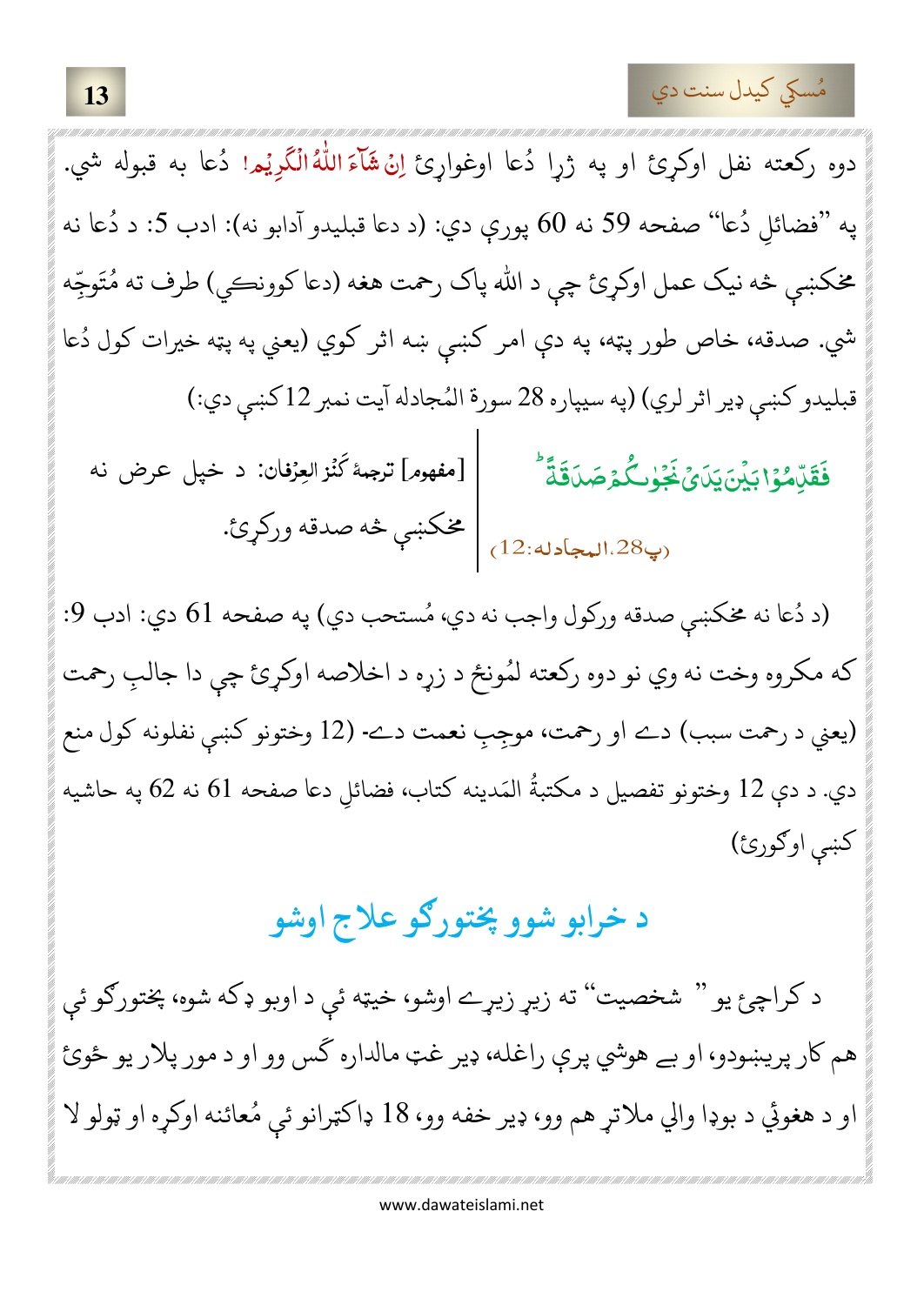دوه رکعته نفل اوکړئ او په ژړا دُعا اوغواړئ اِنْ شَآءَ اللّٰهُ الْكَرِيْم! دُعا به قبوله شي. په ''فضائلِ دُعا'' صفحه 59 نه 60 پورې دي: (د دعا قبليدو آدابو نه): ادب 5: د دُعا نه مخکښې څه نيک عمل اوکړئ چې د الله پاک رحمت هغه (دعا کوونکي) طرف ته مُتَوجِّه شي. صدقه، خاص طور پټه، په دې امر کښې ښه اثر کوي (يعني په پټه خيرات کول دُعا قبليدو کښې ډير اثر لري) (په سيپاره 28 سورة المُجادله آيت نمبر 12 کښې دي:)

فَقَدِّمُوْا بَيْنَ يَدَيْ نَجْوٰىكُمْ صَدَقَةً (پ28، المجادله:12)

[مفهوم] ترجمهٔ کَنْزُ العِرْفان: د خپل عرض نه مخکښې څه صدقه ورکړئ.

(د دُعا نه مخکښې صدقه ورکول واجب نه دي، مُستحب دي) په صفحه 61 دي: ادب 9: که مکروه وخت نه وي نو دوه رکعته لمُونځ د زړه د اخلاصه اوکړئ چې دا جالبِ رحمت (يعني د رحمت سبب) دے او رحمت، موجِبِ نعمت دے- (12 وختونو کښې نفلونه کول منع دي. د دې 12 وختونو تفصيل د مکتبةُ المَدينه کتاب، فضائلِ دعا صفحه 61 نه 62 په حاشيه کښې اوګورئ)

## د خرابو شوو پښتورګو علاج اوشو

د کراچۍ يو '' شخصيت'' ته زير زيرے اوشو، خيټه ئې د اوبو ډکه شوه، پښتورګو ئې هم کار پريښودو، او بے هوشي پرې راغله، ډير غټ مالداره ګس وو او د مور پلار يو ځوئ او د هغوئي د بوډا والي ملاتړ هم وو، ډير خفه وو، 18 ډاکټرانو ئې مُعائنه اوکړه او ټولو لا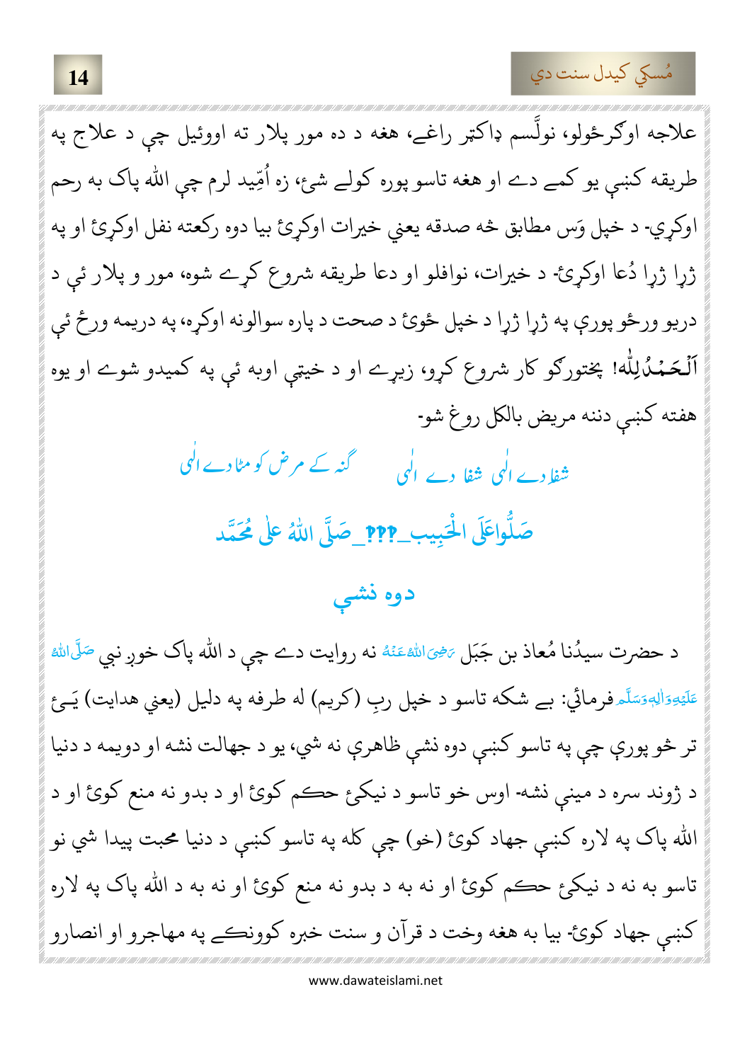علاجه اوکړئ‌ولو، نولّسم ډاکټر راغے، هغه د ده مور پلار ته اووئیل چې د علاج په طریقه کښې یو کمے دے او هغه تاسو پوره کولے شئ، زه اُمّید لرم چې الله پاک به رحم اوکړي- د خپل وَس مطابق څه صدقه یعني خیرات اوکړئ بیا دوه رکعته نفل اوکړئ او په ژړا ژړا دُعا اوکړئ- د خیرات، نوافلو او دعا طریقه شروع کړے شوه، مور و پلار ئې د دریو ورځو پورې په ژړا ژړا د خپل ځوئ د صحت د پاره سوالونه اوکړه، په دریمه ورځ ئې اَلْحَمْدُلِلّٰه! ښتورګو کار شروع کړو، زیړے او د خیټې اوبه ئې په کمیدو شوے او یوه هفته کښې دننه مریض بالکل روغ شو-

شفا دے الٰہی شفا دے الٰہی گنہ کے مرض کو مٹا دے الٰہی

صَلُّواعَلَی الْحَبِیب صَلَّی اللّٰهُ علٰی مُحَمَّد

## دوه نشې

د حضرت سیدُنا مُعاذ بن جَبَل رَضِیَ اللّٰهُ عَنْهُ نه روایت دے چې د الله پاک خوږ نبي صَلَّی اللّٰهُ عَلَیْهِ وَاٰلِهٖ وَسَلَّم فرمائي: بے شکه تاسو د خپل ربِ (کریم) له طرفه په دلیل (یعني هدایت) یَـئ تر څو پورې چې په تاسو کښې دوه نشې ظاهرې نه شي، یو د جهالت نشه او دویمه د دنیا د ژوند سره د مینې نشه- اوس خو تاسو د نیکئ حکم کوئ او د بدو نه منع کوئ او د الله پاک په لاره کښې جهاد کوئ (خو) چې کله په تاسو کښې د دنیا محبت پیدا شي نو تاسو به نه د نیکئ حکم کوئ او نه به د بدو نه منع کوئ او نه به د الله پاک په لاره کښې جهاد کوئ- بیا به هغه وخت د قرآن و سنت خبره کوونکے په مهاجرو او انصارو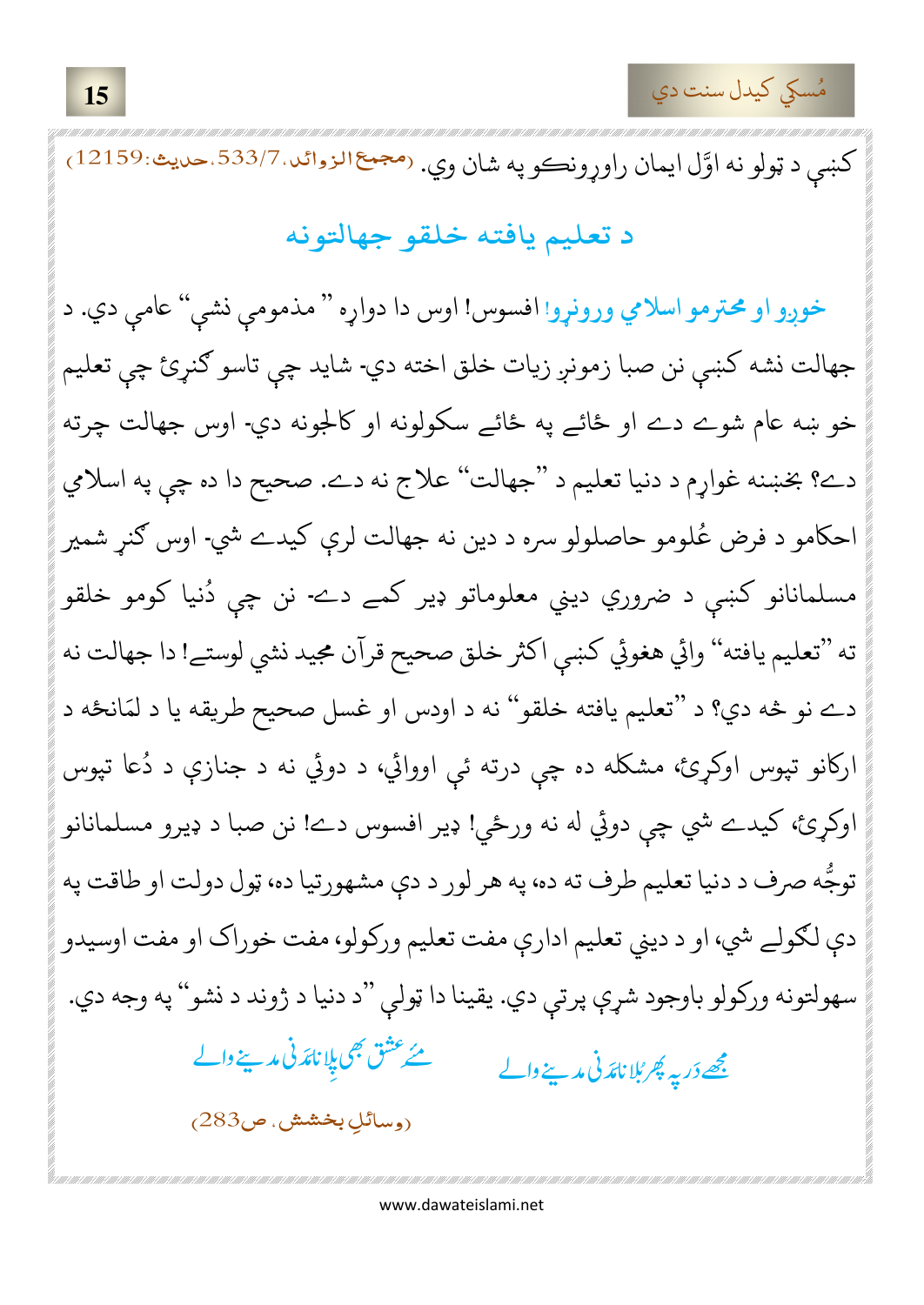کښې د ټولو نه اوَّل ایمان راوړونکو په شان وي. (مجمع الزوائد، 533/7، حدیث:12159)

## د تعلیم یافته خلقو جهالتونه

خوږو او محترمو اسلامي ورونړو! افسوس! اوس دا دواړه " مذمومې نشې" عامې دي. د جهالت نشه کښې نن صبا زمونږ زیات خلق اخته دي- شاید چې تاسو ګنړئ چې تعلیم خو ښه عام شوے دے او ځائے په ځائے سکولونه او کالجونه دي- اوس جهالت چرته دے؟ بخښنه غواړم د دنیا تعلیم د "جهالت" علاج نه دے. صحیح دا ده چې په اسلامي احکامو د فرض عُلومو حاصلولو سره د دین نه جهالت لرې کیدے شي- اوس ګنړ شمیر مسلمانانو کښې د ضروري دیني معلوماتو ډیر کمے دے- نن چې دُنیا کومو خلقو ته "تعلیم یافته" وائي هغوئ کښې اکثر خلق صحیح قرآن مجید نشي لوستے! دا جهالت نه دے نو څه دي؟ د "تعلیم یافته خلقو" نه د اودس او غسل صحیح طریقه یا د لَمانځه د ارکانو تپوس اوکړئ، مشکله ده چې درته ئې اووائي، د دوئ نه د جنازې د دُعا تپوس اوکړئ، کیدے شي چې دوئ له نه ورځي! ډیر افسوس دے! نن صبا د ډیرو مسلمانانو توجُّه صرف د دنیا تعلیم طرف ته ده، په هر لور د دې مشهورتیا ده، ټول دولت او طاقت په دې لګولے شي، او د دیني تعلیم ادارې مفت تعلیم ورکولو، مفت خوراک او مفت اوسیدو سهولتونه ورکولو باوجود شړې پرتې دي. یقینا دا ټولې "د دنیا د ژوند د نشو" په وجه دي.

مجھے دَر پہ پھر بُلا نامَدَنی مدینے والے ... مئے عشق بھی پِلا نامَدَنی مدینے والے

(وسائلِ بخشش، ص283)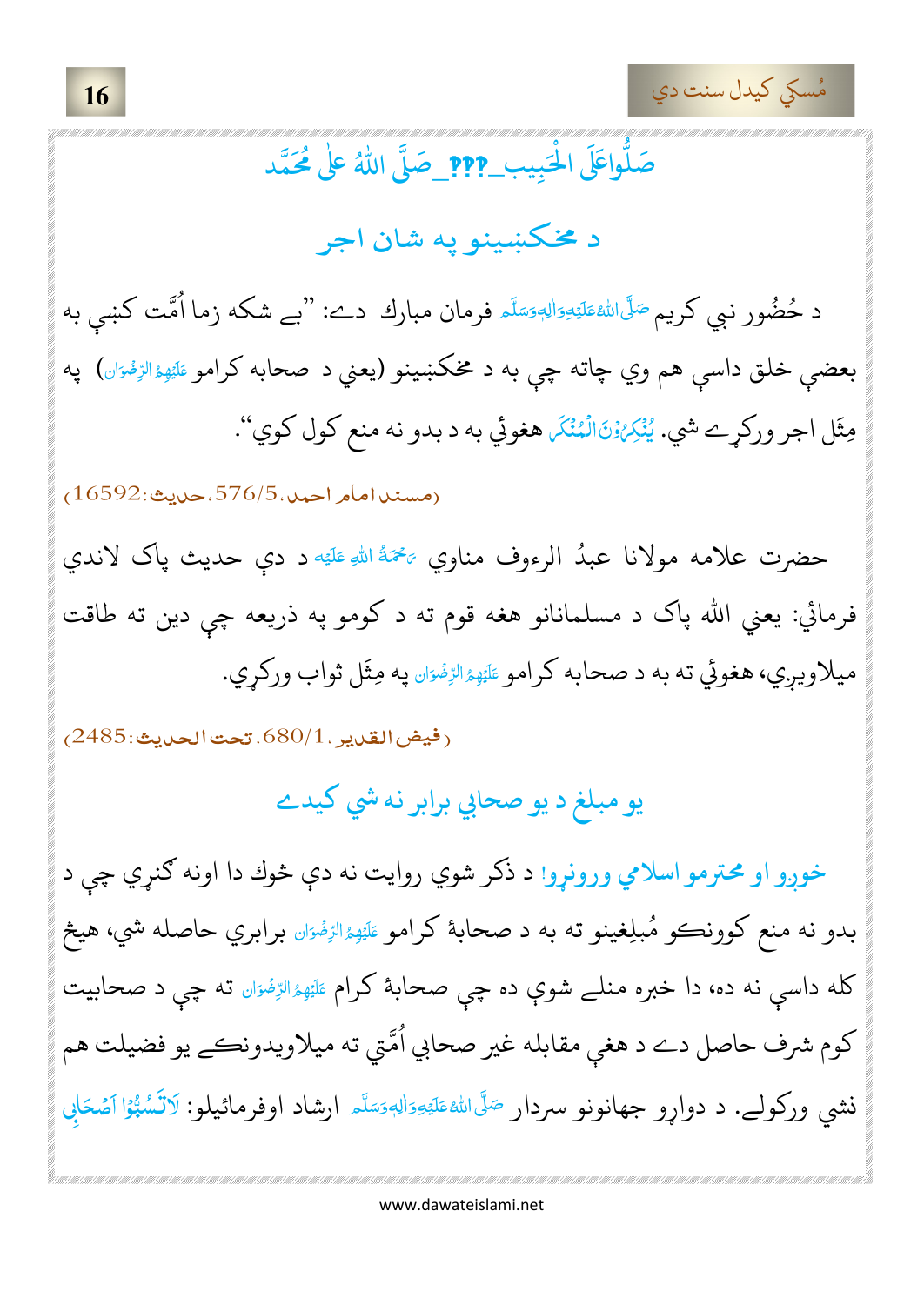صَلُّوا عَلَى الْحَبِيب! صَلَّى اللّٰهُ عَلٰى مُحَمَّد

## د مخکښينو په شان اجر

د حُضُور نبي کريم صَلَّى اللّٰهُ عَلَيْهِ وَاٰلِهٖ وَسَلَّم فرمان مبارك دے: "بے شکه زما اُمَّت کښې به بعضې خلق داسې هم وي چاته چې به د مخکښينو (يعني د صحابه کرامو عَلَيْهِمُ الرِّضْوَان) په مِثَل اجر ورکړے شي. يُنْكِرُوْنَ الْمُنْكَرَ هغوئي به د بدو نه منع کول کوي".

(مسند امام احمد، 5/576، حديث: 16592)

حضرت علامه مولانا عبدُ الرءوف مناوي رَحْمَةُ اللّٰهِ عَلَيْه د دې حديث پاک لاندې فرمائي: يعني الله پاک د مسلمانانو هغه قوم ته د کومو په ذريعه چې دين ته طاقت ميلاويږي، هغوئي ته به د صحابه کرامو عَلَيْهِمُ الرِّضْوَان په مِثَل ثواب ورکړي.

(فيض القدير، 1/680، تحت الحديث: 2485)

## يو مبلغ د يو صحابي برابر نه شي کيدے

خوږو او محترمو اسلامي ورونړو! د ذکر شوي روايت نه دې څوك دا اونه ګڼړي چې د بدو نه منع کوونکو مُبلِغينو ته به د صحابهٔ کرامو عَلَيْهِمُ الرِّضْوَان برابري حاصله شي، هيڅ کله داسې نه ده، دا خبره منلے شوې ده چې صحابهٔ کرام عَلَيْهِمُ الرِّضْوَان ته چې د صحابيت کوم شرف حاصل دے د هغې مقابله غير صحابي اُمَّتي ته ميلاويدونکے يو فضيلت هم نشي ورکولے. د دوارو جهانونو سردار صَلَّى اللّٰهُ عَلَيْهِ وَاٰلِهٖ وَسَلَّم ارشاد اوفرمائيلو: لَا تَسُبُّوْا اَصْحَابِي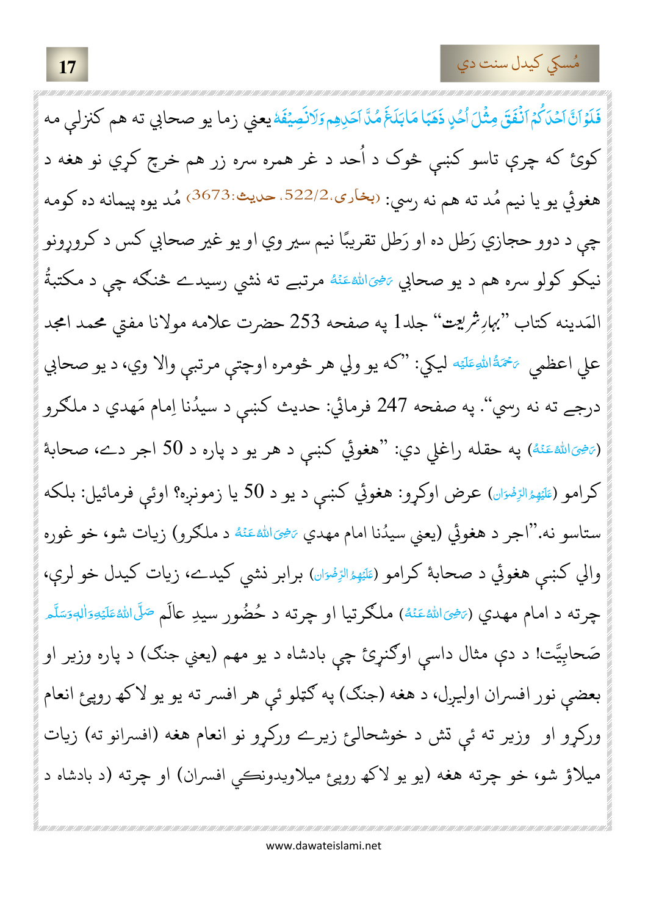فَلَوْاَنَّ اَحَدَکُمْ اَنْفَقَ مِثْلَ اُحُدٍ ذَهَبًا مَابَلَغَ مُدَّ اَحَدِهِمْ وَلَانَصِيْفَهٗ يعني زما يو صحابي ته هم كنزلې مه كوئ كه چرې تاسو كښې څوك د اُحد د غر همره سره زر هم خرچ كړي نو هغه د هغوئي يو يا نيم مُد ته هم نه رسي: (بخاری،2/522، حديث:3673) مُد يوه پيمانه ده كومه چې د دوو حجازي رَطل ده او رَطل تقريبًا نيم سير وي او يو غير صحابي كس د كروړونو نيكو كولو سره هم د يو صحابي رَضِیَ اللهُ عَنْهُ مرتبې ته نشي رسيدے ځنګه چې د مكتبةُ المَدينه كتاب "بہارِ شریعت" جلد1 په صفحه 253 حضرت علامه مولانا مفتي محمد امجد علي اعظمي رَحْمَةُ اللهِ عَلَيْه ليكي: "كه يو ولي هر څومره اوچتې مرتبې والا وي، د يو صحابي درجې ته نه رسي". په صفحه 247 فرمائي: حديث كښې د سيدُنا اِمام مَهدي د ملګرو (رَضِیَ اللهُ عَنْهُ) په حقله راغلي دي: "هغوئي كښې د هر يو د پاره د 50 اجر دے، صحابهٔ كرامو (عَلَيْهِمُ الرِّضْوَان) عرض اوكړو: هغوئي كښې د يو د 50 يا زمونږه؟ اوئې فرمائيل: بلكه ستاسو نه."اجر د هغوئي (يعني سيدُنا امام مهدي رَضِیَ اللهُ عَنْهُ د ملګرو) زيات شو، خو غوره والي كښې هغوئي د صحابهٔ كرامو (عَلَيْهِمُ الرِّضْوَان) برابر نشي كيدے، زيات كيدل خو لرې، چرته د امام مهدي (رَضِیَ اللهُ عَنْهُ) ملګرتيا او چرته د حُضُور سيدِ عالَم صَلَّى اللهُ عَلَيْهِ وَاٰلِهٖ وَسَلَّم صَحابِيَّت! د دې مثال داسې اوګڼړئ چې بادشاه د يو مهم (يعني جنګ) د پاره وزير او بعضې نور افسران اوليږل، د هغه (جنګ) په ګټلو ئې هر افسر ته يو يو لاكھ روپئ انعام وركړو او وزير ته ئې تش د خوشحالئ زيرے وركړو نو انعام هغه (افسرانو ته) زيات ميلاؤ شو، خو چرته هغه (يو يو لاكھ روپئ ميلاويدونكي افسران) او چرته (د بادشاه د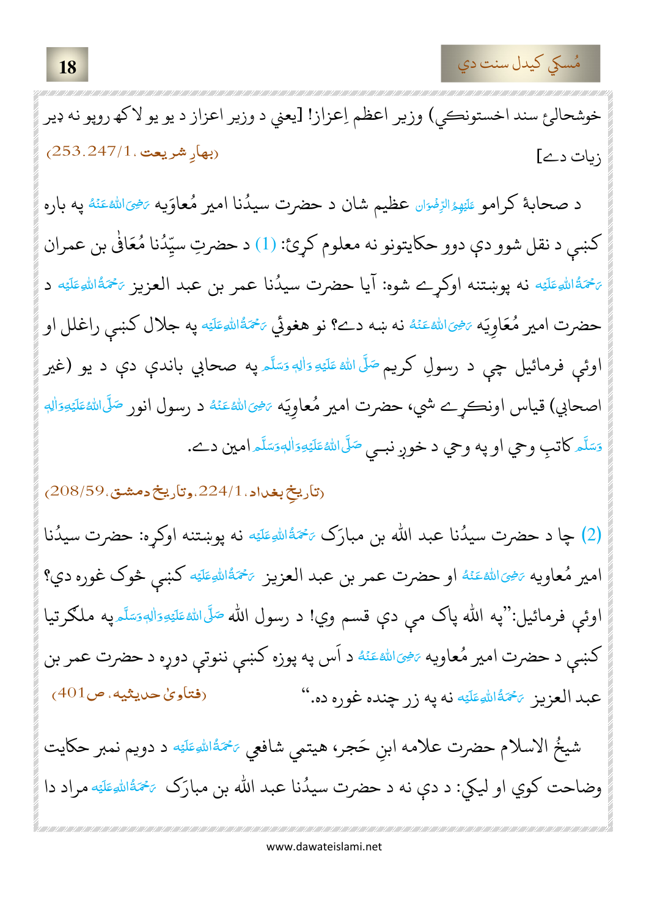خوشحالئ سند اخستونکي) وزیر اعظم اِعزاز! [یعني د وزیر اعزاز د یو یو لاکھ روپو نه ډېر زيات دے] (بهارِ شريعت، 1/247، 253)

د صحابهٔ کرامو عَلَيْهِمُ الرِّضْوَان عظیم شان د حضرت سیدُنا امیر مُعاوَیه رَضِیَ اللهُ عَنْهُ په باره کښې د نقل شوو دې دوو حکایتونو نه معلوم کړئ: (1) د حضرتِ سیّدُنا مُعَافی بن عمران رَحْمَةُ اللهِ عَلَيْه نه پوښتنه اوکړے شوه: آیا حضرت سیدُنا عمر بن عبد العزیز رَحْمَةُ اللهِ عَلَيْه د حضرت امیر مُعَاوِیَه رَضِیَ اللهُ عَنْهُ نه ښه دے؟ نو هغوئي رَحْمَةُ اللهِ عَلَيْه په جلال کښې راغلل او اوئي فرمائیل چې د رسولِ کریم صَلَّى اللهُ عَلَيْهِ وَاٰلِهٖ وَسَلَّم په صحابي باندې دې د یو (غیر اصحابي) قیاس اونکړے شي، حضرت امیر مُعاوِیَه رَضِیَ اللهُ عَنْهُ د رسول انور صَلَّى اللهُ عَلَيْهِ وَاٰلِهٖ وَسَلَّم کاتبِ وحي او په وحي د خوږ نبي صَلَّى اللهُ عَلَيْهِ وَاٰلِهٖ وَسَلَّم امين دے.

(تاريخِ بغداد، 1/224، وتاريخ دمشق، 59/208)

(2) چا د حضرت سیدُنا عبد الله بن مبارَک رَحْمَةُ اللهِ عَلَيْه نه پوښتنه اوکړه: حضرت سیدُنا امیر مُعاویه رَضِیَ اللهُ عَنْهُ او حضرت عمر بن عبد العزیز رَحْمَةُ اللهِ عَلَيْه کښې څوک غوره دې؟ اوئي فرمائیل: "په الله پاک مې دې قسم وي! د رسول الله صَلَّى اللهُ عَلَيْهِ وَاٰلِهٖ وَسَلَّم په ملګرتیا کښې د حضرت امیر مُعاویه رَضِیَ اللهُ عَنْهُ د آس په پوزه کښې ننوتې دوړه د حضرت عمر بن عبد العزیز رَحْمَةُ اللهِ عَلَيْه نه په زر چنده غوره ده." (فتاوئ حدیثیه، ص401)

شيخُ الاسلام حضرت علامه ابنِ حَجر، هیتمي شافعي رَحْمَةُ اللهِ عَلَيْه د دویم نمبر حکایت وضاحت کوي او لیکي: د دې نه د حضرت سیدُنا عبد الله بن مبارَک رَحْمَةُ اللهِ عَلَيْه مراد دا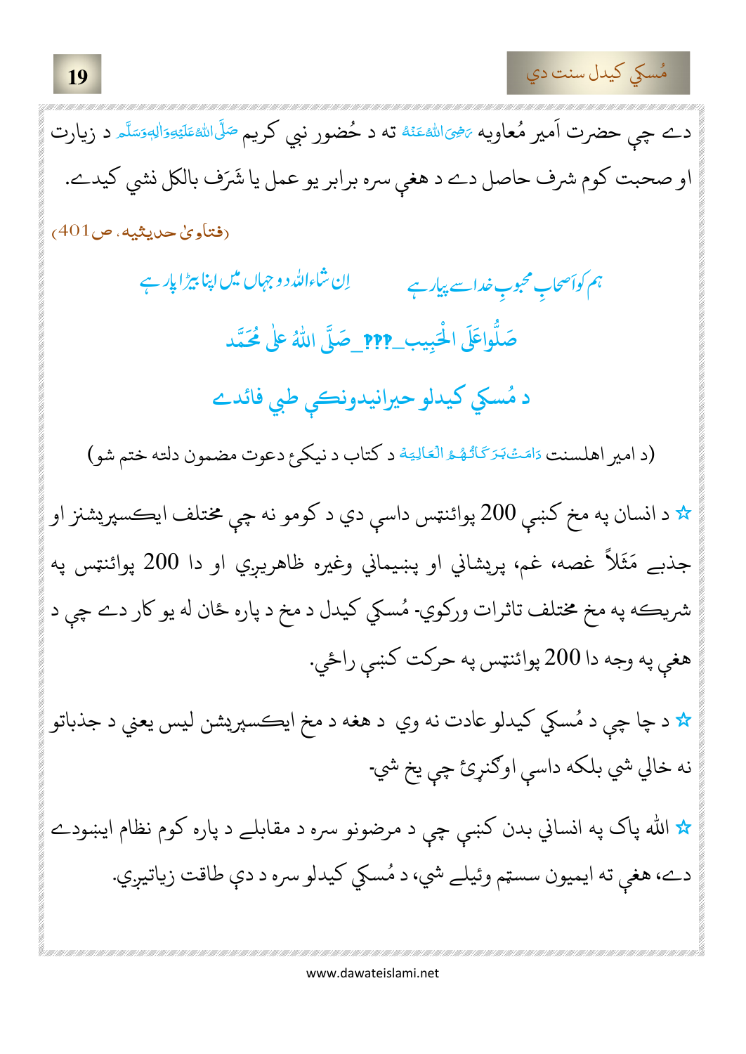دے چې حضرت اَمیر مُعاویه رَضِیَ اللّٰہُ عَنۡهُ ته د حُضور نبي کريم صَلَّی اللّٰہُ عَلَیْہِ وَاٰلِہٖ وَسَلَّم د زيارت او صحبت کوم شرف حاصل دے د هغې سره برابر يو عمل يا شَرَف بالکل نشي کيدے.

(فتاوىٰ حديثيه، ص 401)

ہم کو اَصحابِ محبوبِ خدا سے پیار ہے　　　اِن شاءَاللہ دو جہاں میں اپنا بیڑا پار ہے

صَلُّوا عَلَى الْحَبِيب_ ؟؟؟ _صَلَّى اللّٰهُ عَلٰى مُحَمَّد

## د مُسکي کيدلو حيرانيدونکي طبي فائدے

(د امير اهلسنت دَامَتۡ بَرَکَاتُهُمُ الۡعَالِيَه د کتاب د نيکۍ دعوت مضمون دلته ختم شو)

☆ د انسان په مخ کښې 200 پوائنټس داسې دي د کومو نه چې مختلف ايکسپريشنز او جذبے مَثَلاً غصه، غم، پريشاني او پښيماني وغيره ظاهريږي او دا 200 پوائنټس په شريکه په مخ مختلف تاثرات ورکوي- مُسکي کيدل د مخ د پاره ځان له يو کار دے چې د هغې په وجه دا 200 پوائنټس په حرکت کښې راځي.

☆ د چا چې د مُسکي کيدلو عادت نه وي د هغه د مخ ايکسپريشن ليس يعني د جذباتو نه خالي شي بلکه داسې اوګنړۍ چې يخ شي-

☆ الله پاک په انساني بدن کښې چې د مرضونو سره د مقابلے د پاره کوم نظام اېښودے دے، هغې ته ايميون سستم وئيلے شي، د مُسکي کيدلو سره د دې طاقت زياتيږي.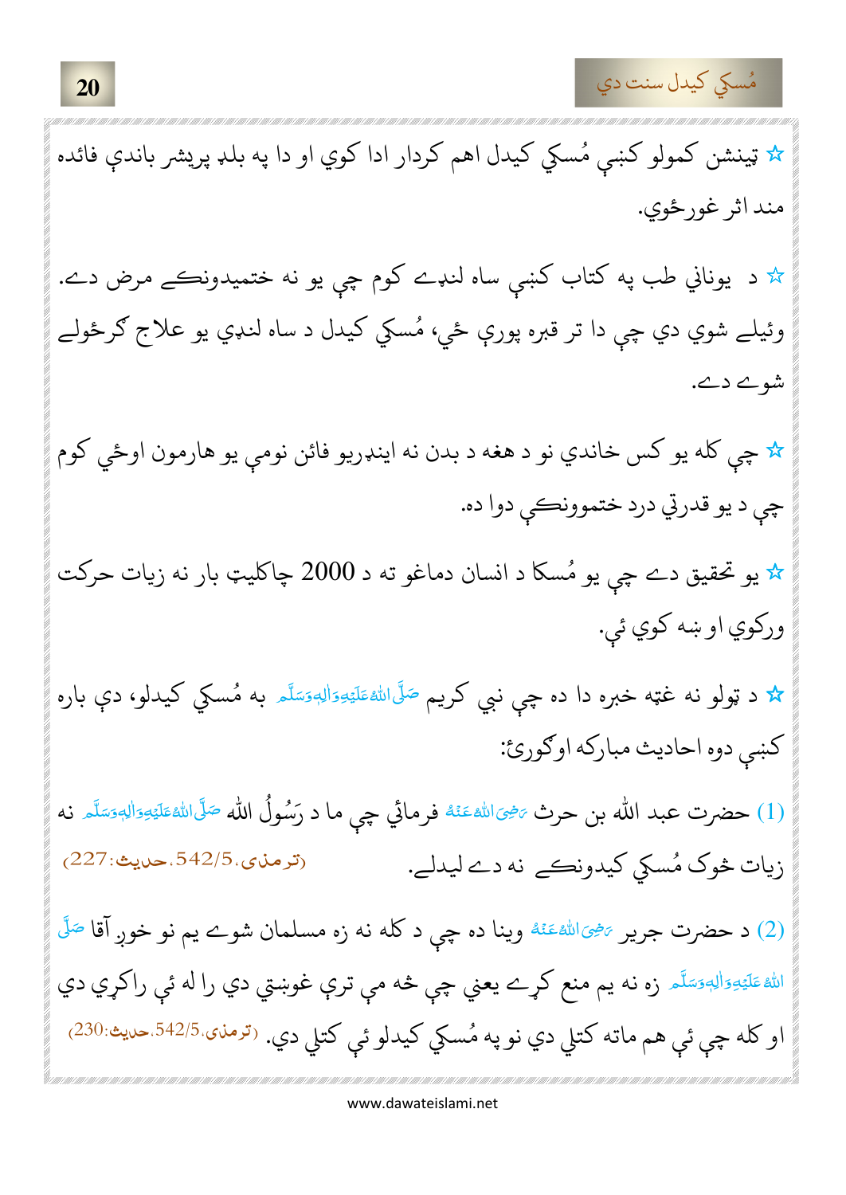☆ ټینشن کمولو کښې مُسکې کیدل اهم کردار ادا کوي او دا په بلډ پریشر باندې فائده مند اثر غورځوي.

☆ د یوناني طب په کتاب کښې ساه لنډے کوم چې یو نه ختمیدونکے مرض دے. وئیلے شوي دي چې دا تر قبره پورې ځي، مُسکې کیدل د ساه لنډې یو علاج ګرځولے شوے دے.

☆ چې کله یو کس خاندي نو د هغه د بدن نه اینډریو فائن نومې یو هارمون اوځي کوم چې د یو قدرتي درد ختموونکې دوا ده.

☆ یو تحقیق دے چې یو مُسکا د انسان دماغو ته د 2000 چاکلیټ بار نه زیات حرکت ورکوي او ښه کوي ئې.

☆ د ټولو نه غټه خبره دا ده چې نبي کریم صَلَّى اللّٰهُ عَلَيْهِ وَاٰلِهٖ وَسَلَّم به مُسکې کیدلو، دې باره کښې دوه احادیث مبارکه اوګورئ:

(1) حضرت عبد الله بن حرث رَضِیَ اللّٰهُ عَنْهُ فرمائي چې ما د رَسُولُ الله صَلَّى اللّٰهُ عَلَيْهِ وَاٰلِهٖ وَسَلَّم نه زیات خوک مُسکې کیدونکے نه دے لیدلے. (ترمذی، 5/542، حدیث:227)

(2) د حضرت جریر رَضِیَ اللّٰهُ عَنْهُ وینا ده چې د کله نه زه مسلمان شوے یم نو خوږ آقا صَلَّى اللّٰهُ عَلَيْهِ وَاٰلِهٖ وَسَلَّم زه نه یم منع کړے یعنې چې څه مې ترې غوښتي دي را له ئې راکړي دي او کله چې ئې هم ماته کتلي دي نو په مُسکې کیدلو ئې کتلي دي. (ترمذی، 5/542، حدیث:230)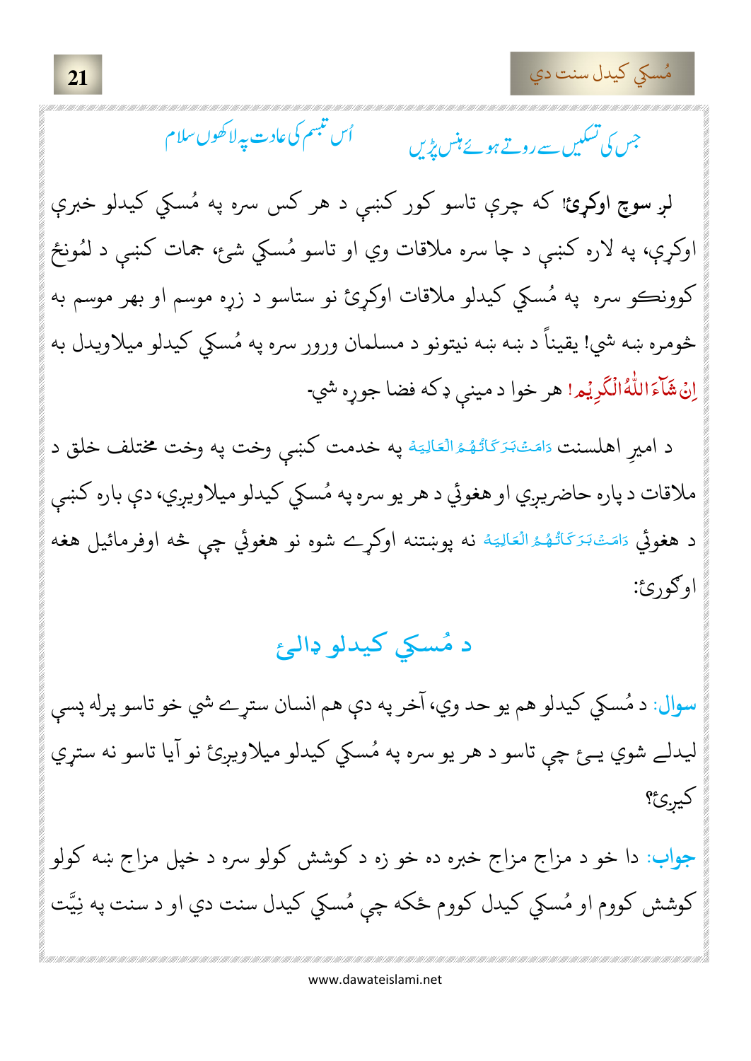جس کی تسکیں سے روتے ہوئے ہنس پڑیں &nbsp;&nbsp;&nbsp;&nbsp; اُس تبسم کی عادت پہ لاکھوں سلام

**لږ سوچ اوکړئ!** که چرې تاسو کور کښې د هر کس سره په مُسکي کيدلو خبرې اوکړې، په لاره کښې د چا سره ملاقات وي او تاسو مُسکي شئ، جمات کښې د لمُونځ کوونکو سره په مُسکي کيدلو ملاقات اوکړئ نو ستاسو د زړه موسم او بهر موسم به څومره ښه شي! يقيناً د ښه ښه نيتونو د مسلمان ورور سره په مُسکي کيدلو ميلاويدل به اِنْ شَآءَاللّٰهُ الْكَرِيْم! هر خوا د مينې ډکه فضا جوړه شي۔

د اميرِ اهلسنت دَامَتْ بَرَكَاتُهُمُ الْعَالِيَه په خدمت کښې وخت په وخت مختلف خلق د ملاقات د پاره حاضريږي او هغوئ د هر يو سره په مُسکي کيدلو ميلاويږي، دې باره کښې د هغوئ دَامَتْ بَرَكَاتُهُمُ الْعَالِيَه نه پوښتنه اوکړے شوه نو هغوئ چې څه اوفرمائيل هغه اوګورئ:

## د مُسکي کيدلو ډالۍ

**سوال:** د مُسکي کيدلو هم يو حد وي، آخر په دې هم انسان ستړے شي خو تاسو پرله پسې ليدلے شوي يئ چې تاسو د هر يو سره په مُسکي کيدلو ميلاويږئ نو آيا تاسو نه ستړي کيږئ؟

**جواب:** دا خو د مزاج مزاج خبره ده خو زه د کوشش کولو سره د خپل مزاج ښه کولو کوشش کووم او مُسکي کيدل کووم ځکه چې مُسکي کيدل سنت دي او د سنت په نِيَّت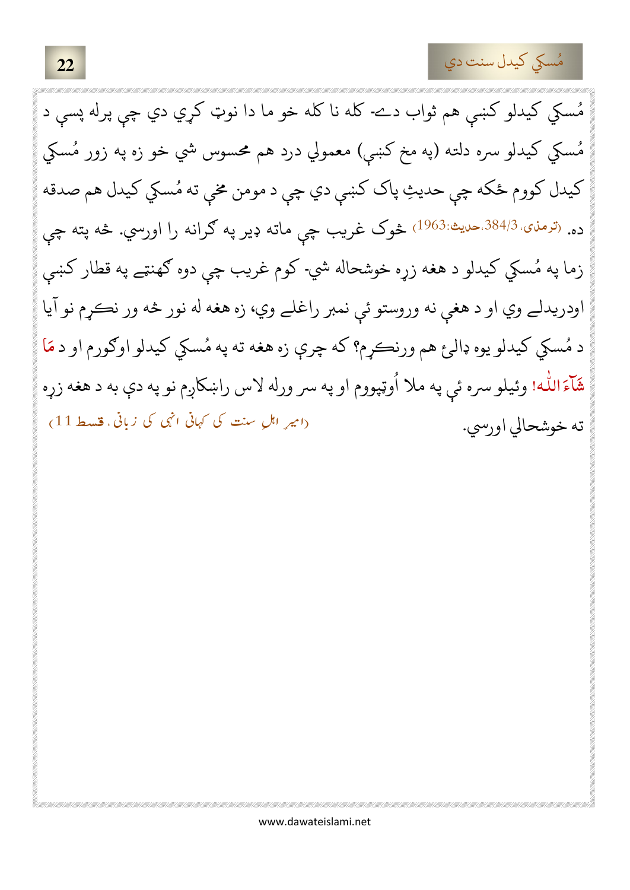مُسکي کيدلو کښې هم ثواب دے- کله نا کله خو ما دا نوټ کړي دي چې پرله پسې د مُسکي کيدلو سره دلته (په مخ کښې) معمولي درد هم محسوس شي خو زه په زور مُسکي کيدل کووم ځکه چې حديثِ پاک کښې دي چې د مومن مخې ته مُسکي کيدل هم صدقه ده. (ترمذی، 384/3،حديث:1963) ښوک غريب چې ماته ډير په ګرانه را اورسي. څه پته چې زما په مُسکي کيدلو د هغه زړه خوشحاله شي- کوم غريب چې دوه ګهنټے په قطار کښې اودريدلے وي او د هغې نه وروستو ئې نمبر راغلے وي، زه هغه له نور څه ور نکړم نو آيا د مُسکي کيدلو يوه ډالئ هم ورنکړم؟ که چرې زه هغه ته په مُسکي کيدلو اوګورم او د مَآ شَآءَ اللّٰه! وئيلو سره ئې په ملا اُوټپووم او په سر ورله لاس راښکاږم نو په دې به د هغه زړه ته خوشحالي اورسي. (امیرِ اہلِ سنت کی کہانی انہی کی زبانی، قسط 11)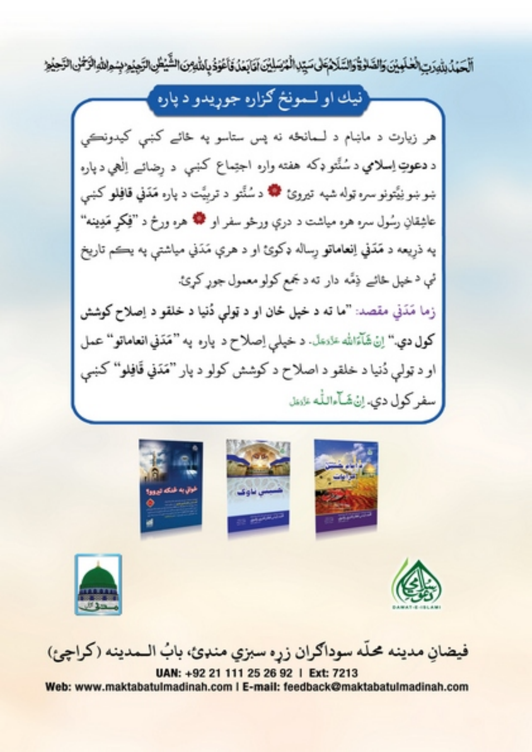اَلْحَمْدُ لِلّٰهِ رَبِّ الْعٰلَمِيْنَ وَالصَّلٰوةُ وَالسَّلَامُ عَلٰى سَيِّدِ الْمُرْسَلِيْنَ اَمَّا بَعْدُ فَاَعُوْذُ بِاللّٰهِ مِنَ الشَّيْطٰنِ الرَّجِيْمِ بِسْمِ اللّٰهِ الرَّحْمٰنِ الرَّحِيْمِ

## نیک او لمونځ گزاره جوړیدو د پاره

هر زیارت د ماښام د لمانځه نه پس ستاسو په ځائے کښې کیدونکي د **دعوتِ اِسلامي** د سُنّتو ډکه هفته واره اجتماع کښې د رضائے اِلٰهي د پاره ښو ښو نيتونو سره توله شپه تیروئ ❁ د سُنّتو د تربیّت د پاره **مَدَني قافِلو** کښې عاشِقانِ رسُول سره هره میاشت د دري ورځو سفر او ❁ هره ورځ د "**فِکرِ مَدِينه**" په ذريعه د **مَدَني اِنعاماتو** رِساله ډکوئ او د هرې مَدَني مياشتې په يکم تاريخ ئې د خپل ځائے ذِمّه دار ته د جمع کولو معمول جوړ کړئ.

**زما مَدَني مقصد:** "ما ته د خپل ځان او د ټولې دُنيا د خلقو د اِصلاح کوشش کول دي." اِنْ شَآءَ اللّٰه عَزَّوَجَلَّ. د خپلې اِصلاح د پاره په "**مَدَني انعاماتو**" عمل او د ټولې دُنيا د خلقو د اصلاح د کوشش کولو د پار "**مَدَني قافِلو**" کښې سفر کول دي. اِنْ شَآءَ اللّٰه عَزَّوَجَلَّ

فيضانِ مدينه محلّه سوداګران زوړه سبزي منډئ، بابُ المدينه (کراچۍ)

UAN: +92 21 111 25 26 92 | Ext: 7213

Web: www.maktabatulmadinah.com | E-mail: feedback@maktabatulmadinah.com